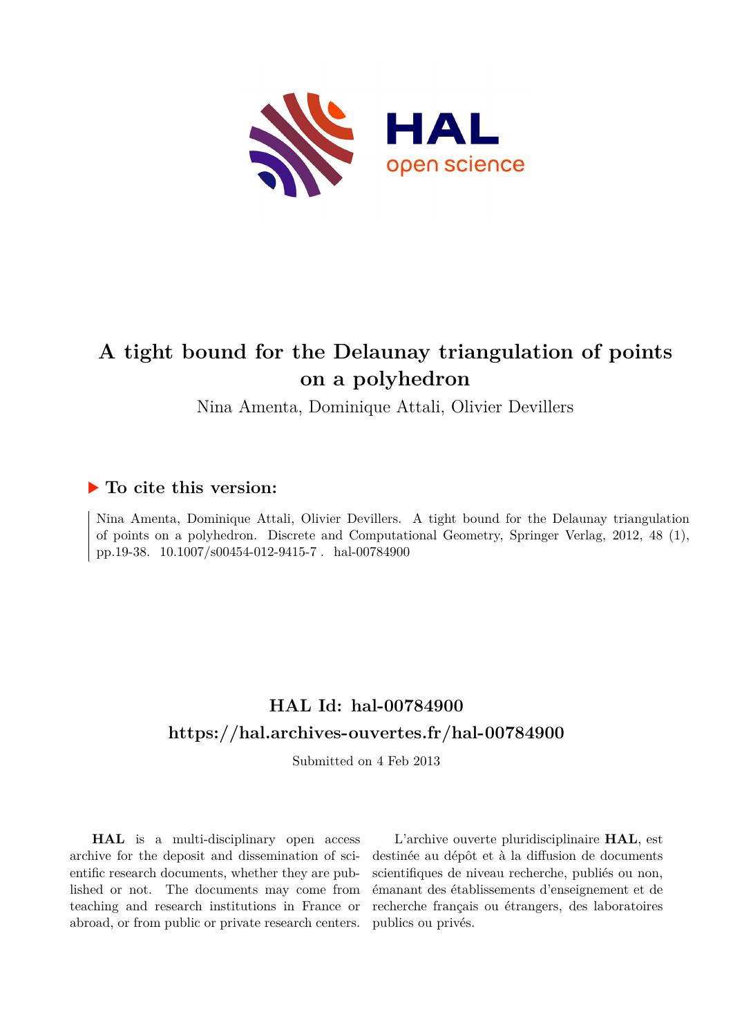# A tight bound for the Delaunay triangulation of points on a polyhedron

Nina Amenta, Dominique Attali, Olivier Devillers

## ▶ To cite this version:

Nina Amenta, Dominique Attali, Olivier Devillers. A tight bound for the Delaunay triangulation of points on a polyhedron. Discrete and Computational Geometry, Springer Verlag, 2012, 48 (1), pp.19-38. 10.1007/s00454-012-9415-7 . hal-00784900

## HAL Id: hal-00784900

## https://hal.archives-ouvertes.fr/hal-00784900

Submitted on 4 Feb 2013

**HAL** is a multi-disciplinary open access archive for the deposit and dissemination of scientific research documents, whether they are published or not. The documents may come from teaching and research institutions in France or abroad, or from public or private research centers.

L'archive ouverte pluridisciplinaire **HAL**, est destinée au dépôt et à la diffusion de documents scientifiques de niveau recherche, publiés ou non, émanant des établissements d'enseignement et de recherche français ou étrangers, des laboratoires publics ou privés.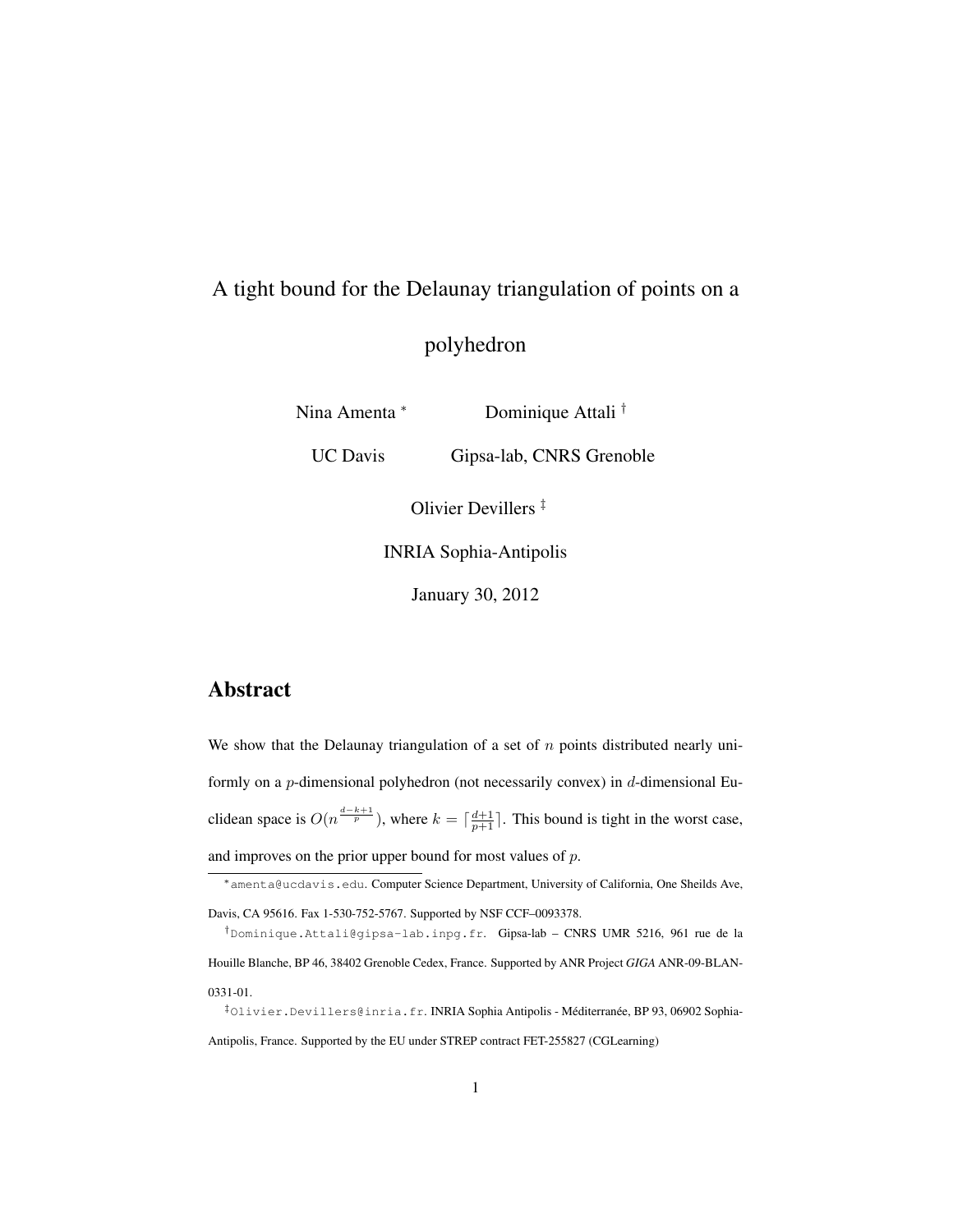A tight bound for the Delaunay triangulation of points on a polyhedron

Nina Amenta [*]     Dominique Attali [†]

UC Davis     Gipsa-lab, CNRS Grenoble

Olivier Devillers [‡]

INRIA Sophia-Antipolis

January 30, 2012

## Abstract

We show that the Delaunay triangulation of a set of $n$ points distributed nearly uniformly on a $p$-dimensional polyhedron (not necessarily convex) in $d$-dimensional Euclidean space is $O(n^{\frac{d-k+1}{p}})$, where $k = \lceil \frac{d+1}{p+1} \rceil$. This bound is tight in the worst case, and improves on the prior upper bound for most values of $p$.

[*] amenta@ucdavis.edu. Computer Science Department, University of California, One Sheilds Ave, Davis, CA 95616. Fax 1-530-752-5767. Supported by NSF CCF–0093378.

[†] Dominique.Attali@gipsa-lab.inpg.fr. Gipsa-lab – CNRS UMR 5216, 961 rue de la Houille Blanche, BP 46, 38402 Grenoble Cedex, France. Supported by ANR Project *GIGA* ANR-09-BLAN-0331-01.

[‡] Olivier.Devillers@inria.fr. INRIA Sophia Antipolis - Méditerranée, BP 93, 06902 Sophia-Antipolis, France. Supported by the EU under STREP contract FET-255827 (CGLearning)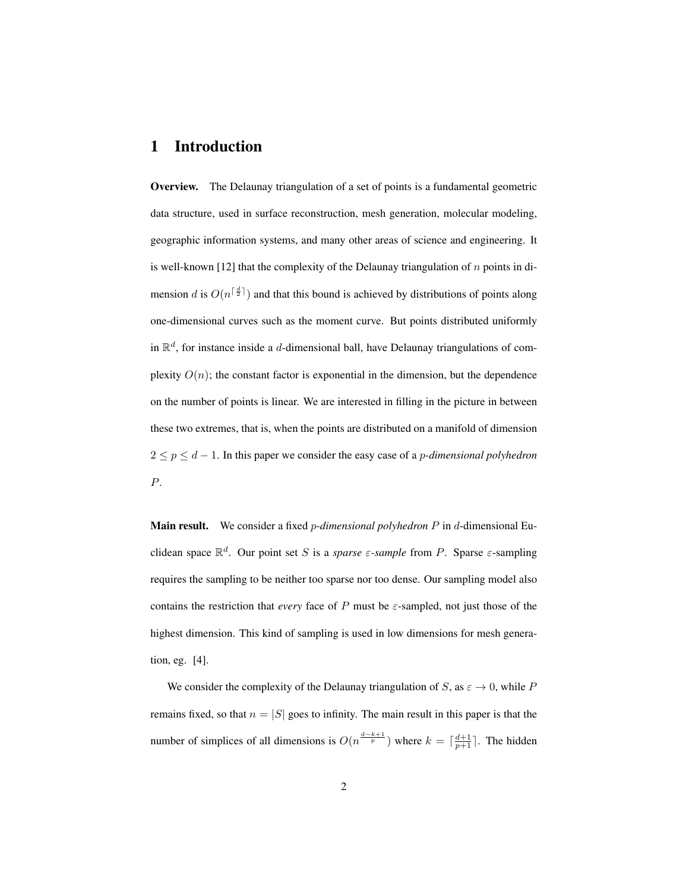# 1 Introduction

**Overview.** The Delaunay triangulation of a set of points is a fundamental geometric data structure, used in surface reconstruction, mesh generation, molecular modeling, geographic information systems, and many other areas of science and engineering. It is well-known [12] that the complexity of the Delaunay triangulation of $n$ points in dimension $d$ is $O(n^{\lceil \frac{d}{2} \rceil})$ and that this bound is achieved by distributions of points along one-dimensional curves such as the moment curve. But points distributed uniformly in $\mathbb{R}^d$, for instance inside a $d$-dimensional ball, have Delaunay triangulations of complexity $O(n)$; the constant factor is exponential in the dimension, but the dependence on the number of points is linear. We are interested in filling in the picture in between these two extremes, that is, when the points are distributed on a manifold of dimension $2 \leq p \leq d-1$. In this paper we consider the easy case of a *p-dimensional polyhedron* $P$.

**Main result.** We consider a fixed *p-dimensional polyhedron* $P$ in $d$-dimensional Euclidean space $\mathbb{R}^d$. Our point set $S$ is a *sparse* $\varepsilon$*-sample* from $P$. Sparse $\varepsilon$-sampling requires the sampling to be neither too sparse nor too dense. Our sampling model also contains the restriction that *every* face of $P$ must be $\varepsilon$-sampled, not just those of the highest dimension. This kind of sampling is used in low dimensions for mesh generation, eg. [4].

We consider the complexity of the Delaunay triangulation of $S$, as $\varepsilon \to 0$, while $P$ remains fixed, so that $n = |S|$ goes to infinity. The main result in this paper is that the number of simplices of all dimensions is $O(n^{\frac{d-k+1}{p}})$ where $k = \lceil \frac{d+1}{p+1} \rceil$. The hidden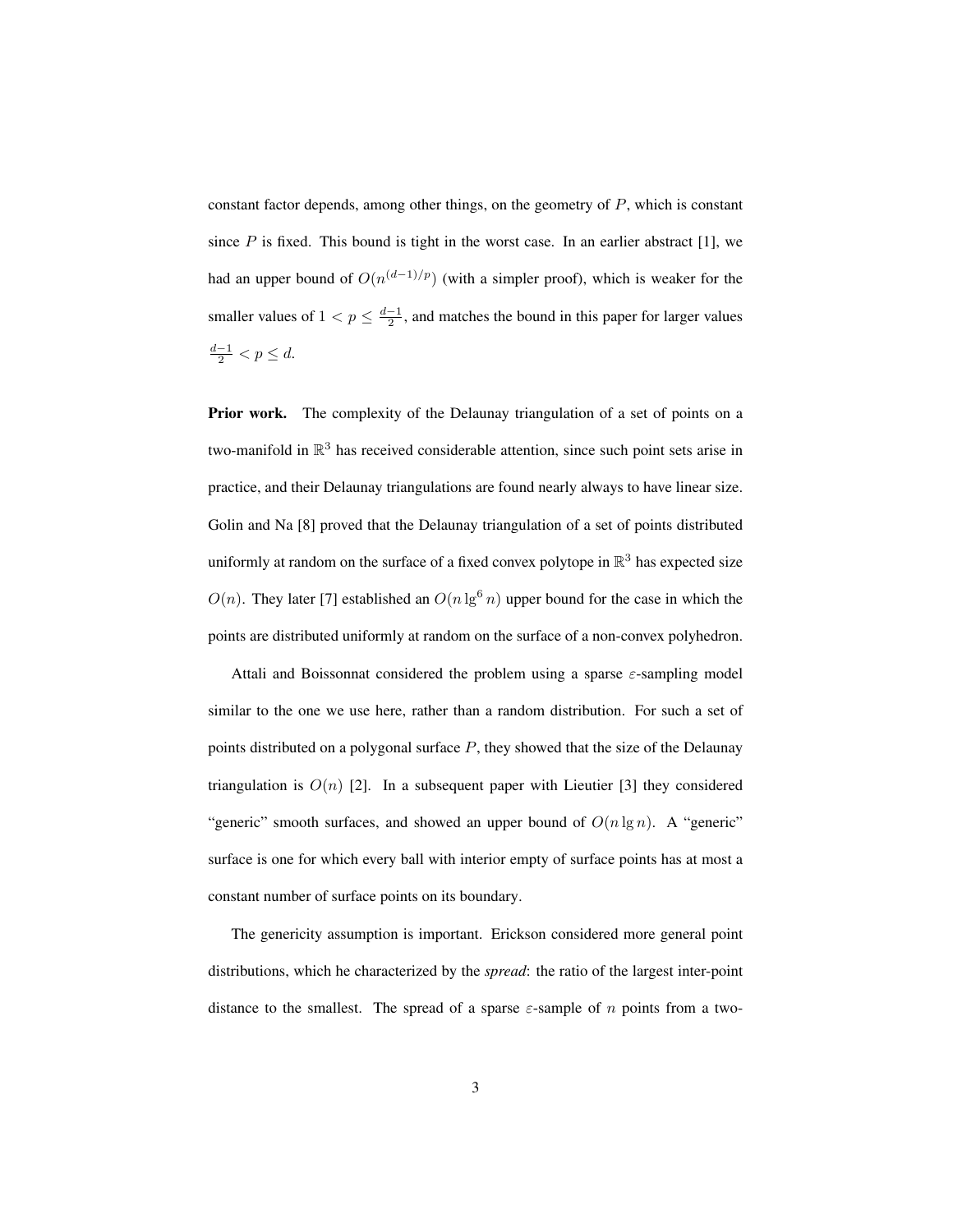constant factor depends, among other things, on the geometry of $P$, which is constant since $P$ is fixed. This bound is tight in the worst case. In an earlier abstract [1], we had an upper bound of $O(n^{(d-1)/p})$ (with a simpler proof), which is weaker for the smaller values of $1 < p \leq \frac{d-1}{2}$, and matches the bound in this paper for larger values $\frac{d-1}{2} < p \leq d$.

**Prior work.** The complexity of the Delaunay triangulation of a set of points on a two-manifold in $\mathbb{R}^3$ has received considerable attention, since such point sets arise in practice, and their Delaunay triangulations are found nearly always to have linear size. Golin and Na [8] proved that the Delaunay triangulation of a set of points distributed uniformly at random on the surface of a fixed convex polytope in $\mathbb{R}^3$ has expected size $O(n)$. They later [7] established an $O(n \lg^6 n)$ upper bound for the case in which the points are distributed uniformly at random on the surface of a non-convex polyhedron.

Attali and Boissonnat considered the problem using a sparse $\varepsilon$-sampling model similar to the one we use here, rather than a random distribution. For such a set of points distributed on a polygonal surface $P$, they showed that the size of the Delaunay triangulation is $O(n)$ [2]. In a subsequent paper with Lieutier [3] they considered "generic" smooth surfaces, and showed an upper bound of $O(n \lg n)$. A "generic" surface is one for which every ball with interior empty of surface points has at most a constant number of surface points on its boundary.

The genericity assumption is important. Erickson considered more general point distributions, which he characterized by the *spread*: the ratio of the largest inter-point distance to the smallest. The spread of a sparse $\varepsilon$-sample of $n$ points from a two-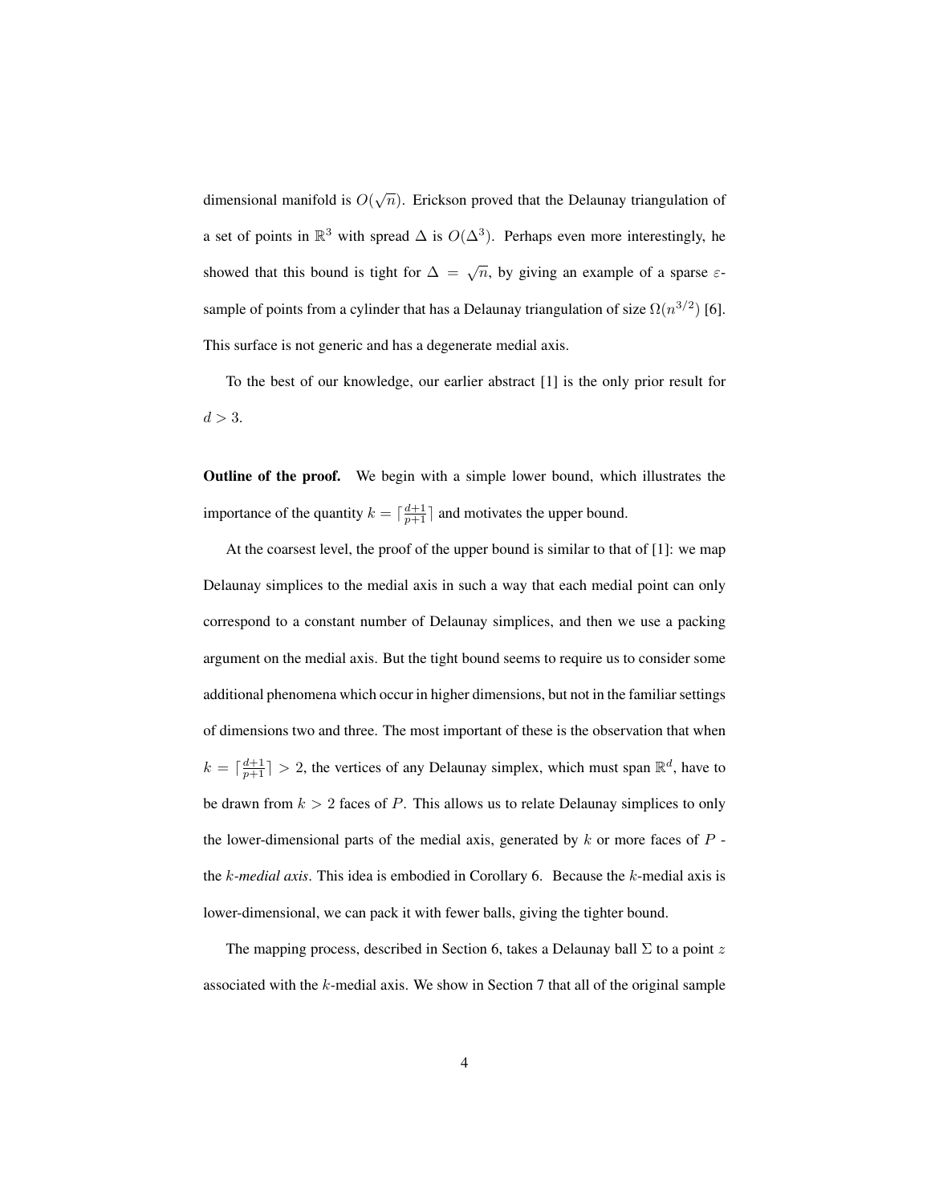dimensional manifold is $O(\sqrt{n})$. Erickson proved that the Delaunay triangulation of a set of points in $\mathbb{R}^3$ with spread $\Delta$ is $O(\Delta^3)$. Perhaps even more interestingly, he showed that this bound is tight for $\Delta = \sqrt{n}$, by giving an example of a sparse $\varepsilon$-sample of points from a cylinder that has a Delaunay triangulation of size $\Omega(n^{3/2})$ [6]. This surface is not generic and has a degenerate medial axis.

To the best of our knowledge, our earlier abstract [1] is the only prior result for $d > 3$.

**Outline of the proof.** We begin with a simple lower bound, which illustrates the importance of the quantity $k = \lceil \frac{d+1}{p+1} \rceil$ and motivates the upper bound.

At the coarsest level, the proof of the upper bound is similar to that of [1]: we map Delaunay simplices to the medial axis in such a way that each medial point can only correspond to a constant number of Delaunay simplices, and then we use a packing argument on the medial axis. But the tight bound seems to require us to consider some additional phenomena which occur in higher dimensions, but not in the familiar settings of dimensions two and three. The most important of these is the observation that when $k = \lceil \frac{d+1}{p+1} \rceil > 2$, the vertices of any Delaunay simplex, which must span $\mathbb{R}^d$, have to be drawn from $k > 2$ faces of $P$. This allows us to relate Delaunay simplices to only the lower-dimensional parts of the medial axis, generated by $k$ or more faces of $P$ - the *$k$-medial axis*. This idea is embodied in Corollary 6. Because the $k$-medial axis is lower-dimensional, we can pack it with fewer balls, giving the tighter bound.

The mapping process, described in Section 6, takes a Delaunay ball $\Sigma$ to a point $z$ associated with the $k$-medial axis. We show in Section 7 that all of the original sample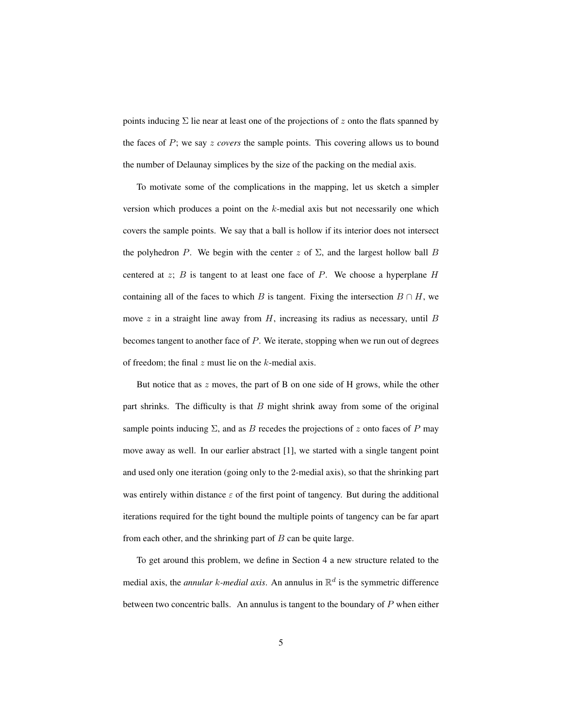points inducing $\Sigma$ lie near at least one of the projections of $z$ onto the flats spanned by the faces of $P$; we say $z$ *covers* the sample points. This covering allows us to bound the number of Delaunay simplices by the size of the packing on the medial axis.

To motivate some of the complications in the mapping, let us sketch a simpler version which produces a point on the $k$-medial axis but not necessarily one which covers the sample points. We say that a ball is hollow if its interior does not intersect the polyhedron $P$. We begin with the center $z$ of $\Sigma$, and the largest hollow ball $B$ centered at $z$; $B$ is tangent to at least one face of $P$. We choose a hyperplane $H$ containing all of the faces to which $B$ is tangent. Fixing the intersection $B \cap H$, we move $z$ in a straight line away from $H$, increasing its radius as necessary, until $B$ becomes tangent to another face of $P$. We iterate, stopping when we run out of degrees of freedom; the final $z$ must lie on the $k$-medial axis.

But notice that as $z$ moves, the part of B on one side of H grows, while the other part shrinks. The difficulty is that $B$ might shrink away from some of the original sample points inducing $\Sigma$, and as $B$ recedes the projections of $z$ onto faces of $P$ may move away as well. In our earlier abstract [1], we started with a single tangent point and used only one iteration (going only to the 2-medial axis), so that the shrinking part was entirely within distance $\varepsilon$ of the first point of tangency. But during the additional iterations required for the tight bound the multiple points of tangency can be far apart from each other, and the shrinking part of $B$ can be quite large.

To get around this problem, we define in Section 4 a new structure related to the medial axis, the *annular $k$-medial axis*. An annulus in $\mathbb{R}^d$ is the symmetric difference between two concentric balls. An annulus is tangent to the boundary of $P$ when either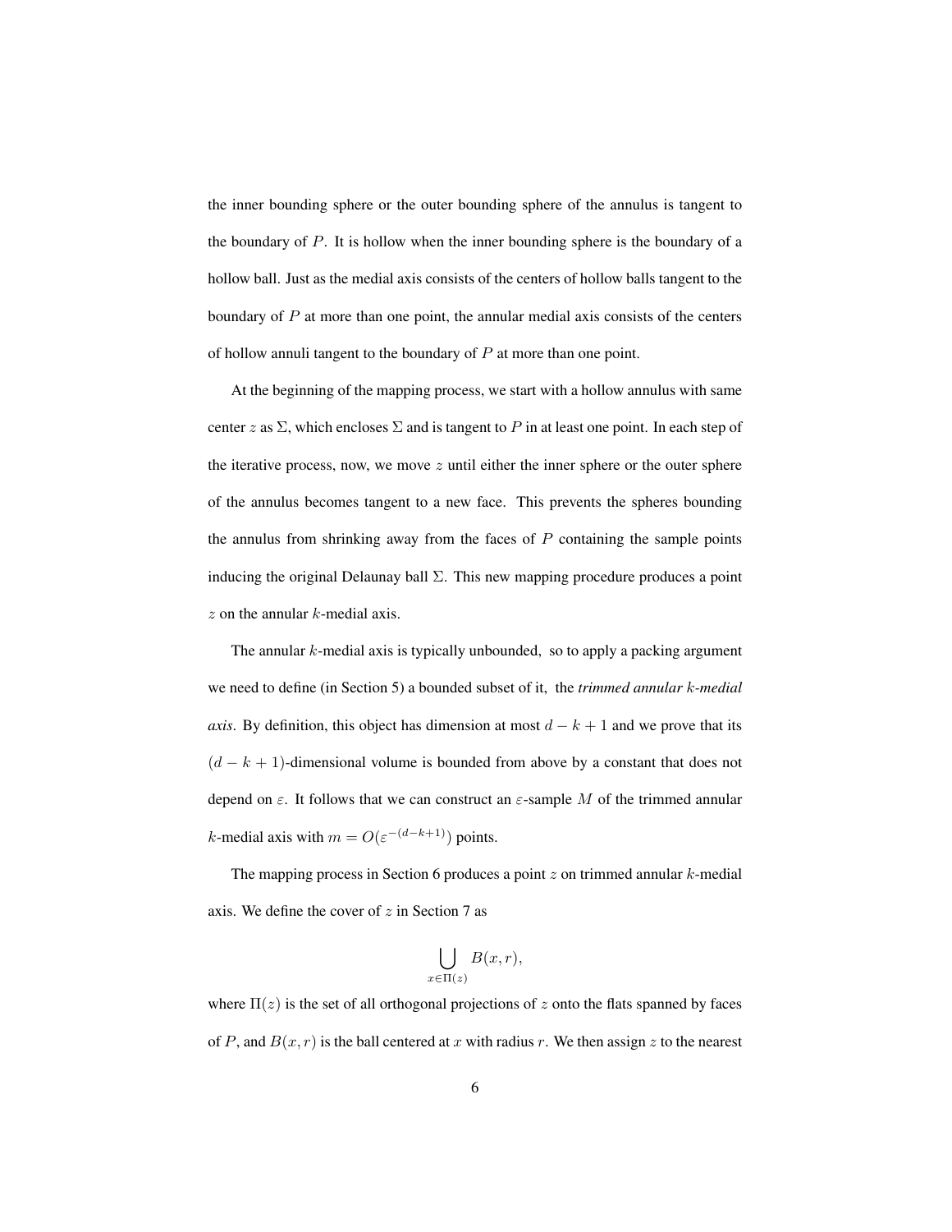the inner bounding sphere or the outer bounding sphere of the annulus is tangent to the boundary of $P$. It is hollow when the inner bounding sphere is the boundary of a hollow ball. Just as the medial axis consists of the centers of hollow balls tangent to the boundary of $P$ at more than one point, the annular medial axis consists of the centers of hollow annuli tangent to the boundary of $P$ at more than one point.

At the beginning of the mapping process, we start with a hollow annulus with same center $z$ as $\Sigma$, which encloses $\Sigma$ and is tangent to $P$ in at least one point. In each step of the iterative process, now, we move $z$ until either the inner sphere or the outer sphere of the annulus becomes tangent to a new face. This prevents the spheres bounding the annulus from shrinking away from the faces of $P$ containing the sample points inducing the original Delaunay ball $\Sigma$. This new mapping procedure produces a point $z$ on the annular $k$-medial axis.

The annular $k$-medial axis is typically unbounded, so to apply a packing argument we need to define (in Section 5) a bounded subset of it, the *trimmed annular $k$-medial axis*. By definition, this object has dimension at most $d-k+1$ and we prove that its $(d-k+1)$-dimensional volume is bounded from above by a constant that does not depend on $\varepsilon$. It follows that we can construct an $\varepsilon$-sample $M$ of the trimmed annular $k$-medial axis with $m = O(\varepsilon^{-(d-k+1)})$ points.

The mapping process in Section 6 produces a point $z$ on trimmed annular $k$-medial axis. We define the cover of $z$ in Section 7 as

$$\bigcup_{x \in \Pi(z)} B(x, r),$$

where $\Pi(z)$ is the set of all orthogonal projections of $z$ onto the flats spanned by faces of $P$, and $B(x, r)$ is the ball centered at $x$ with radius $r$. We then assign $z$ to the nearest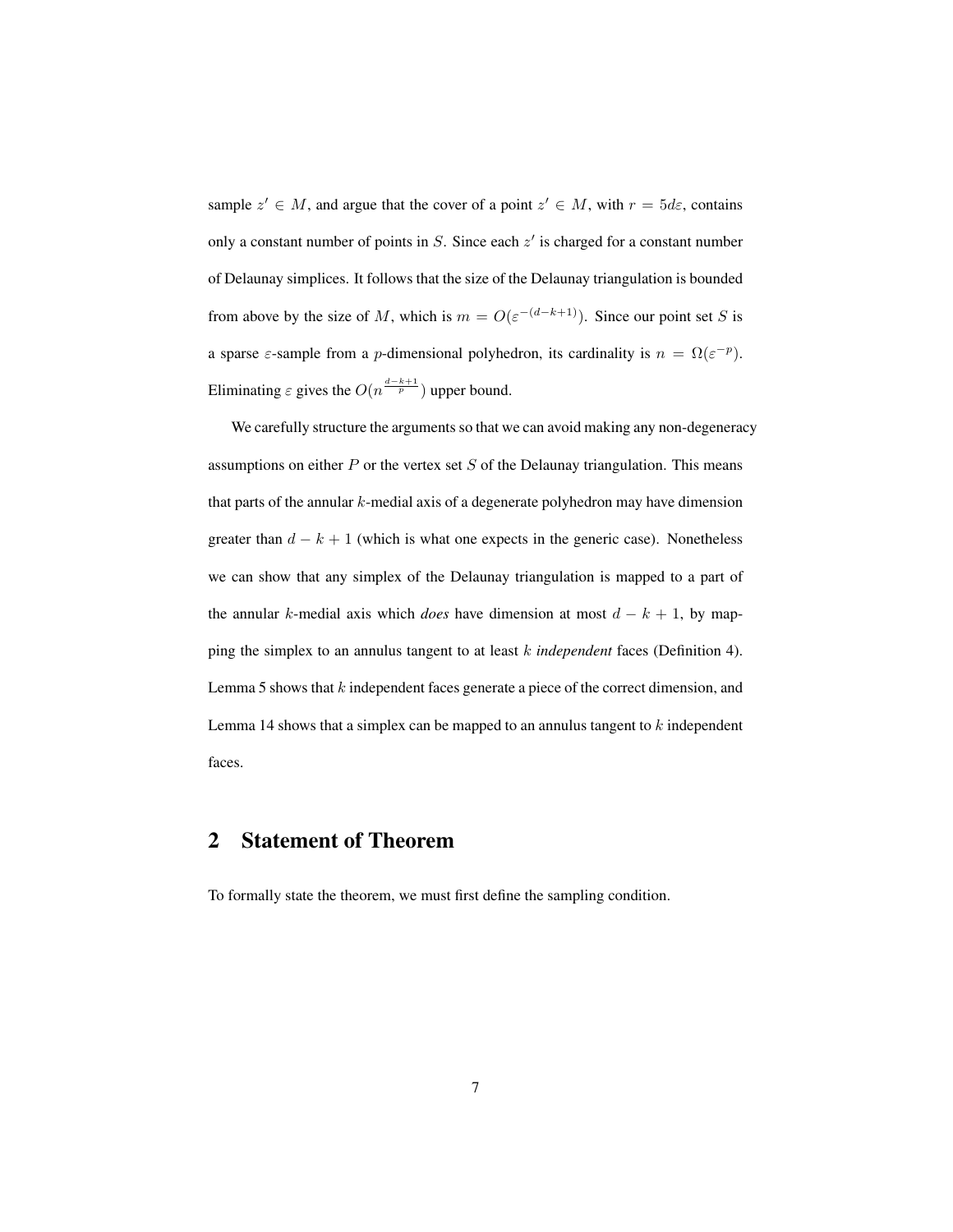sample $z' \in M$, and argue that the cover of a point $z' \in M$, with $r = 5d\varepsilon$, contains only a constant number of points in $S$. Since each $z'$ is charged for a constant number of Delaunay simplices. It follows that the size of the Delaunay triangulation is bounded from above by the size of $M$, which is $m = O(\varepsilon^{-(d-k+1)})$. Since our point set $S$ is a sparse $\varepsilon$-sample from a $p$-dimensional polyhedron, its cardinality is $n = \Omega(\varepsilon^{-p})$. Eliminating $\varepsilon$ gives the $O(n^{\frac{d-k+1}{p}})$ upper bound.

We carefully structure the arguments so that we can avoid making any non-degeneracy assumptions on either $P$ or the vertex set $S$ of the Delaunay triangulation. This means that parts of the annular $k$-medial axis of a degenerate polyhedron may have dimension greater than $d - k + 1$ (which is what one expects in the generic case). Nonetheless we can show that any simplex of the Delaunay triangulation is mapped to a part of the annular $k$-medial axis which *does* have dimension at most $d - k + 1$, by mapping the simplex to an annulus tangent to at least $k$ *independent* faces (Definition 4). Lemma 5 shows that $k$ independent faces generate a piece of the correct dimension, and Lemma 14 shows that a simplex can be mapped to an annulus tangent to $k$ independent faces.

## 2 Statement of Theorem

To formally state the theorem, we must first define the sampling condition.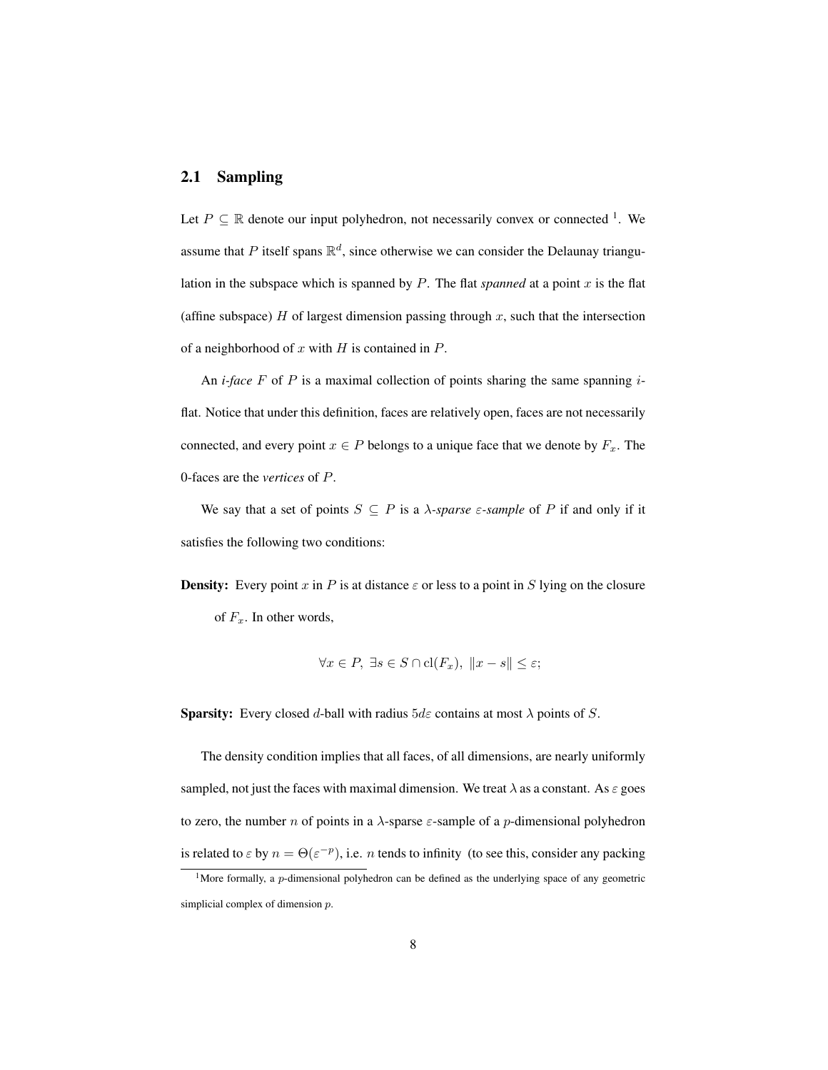## 2.1 Sampling

Let $P \subseteq \mathbb{R}$ denote our input polyhedron, not necessarily convex or connected [1]. We assume that $P$ itself spans $\mathbb{R}^d$, since otherwise we can consider the Delaunay triangulation in the subspace which is spanned by $P$. The flat *spanned* at a point $x$ is the flat (affine subspace) $H$ of largest dimension passing through $x$, such that the intersection of a neighborhood of $x$ with $H$ is contained in $P$.

An *i-face* $F$ of $P$ is a maximal collection of points sharing the same spanning $i$-flat. Notice that under this definition, faces are relatively open, faces are not necessarily connected, and every point $x \in P$ belongs to a unique face that we denote by $F_x$. The 0-faces are the *vertices* of $P$.

We say that a set of points $S \subseteq P$ is a *$\lambda$-sparse $\varepsilon$-sample* of $P$ if and only if it satisfies the following two conditions:

**Density:** Every point $x$ in $P$ is at distance $\varepsilon$ or less to a point in $S$ lying on the closure of $F_x$. In other words,

$$\forall x \in P,\ \exists s \in S \cap \mathrm{cl}(F_x),\ \|x - s\| \leq \varepsilon;$$

**Sparsity:** Every closed $d$-ball with radius $5d\varepsilon$ contains at most $\lambda$ points of $S$.

The density condition implies that all faces, of all dimensions, are nearly uniformly sampled, not just the faces with maximal dimension. We treat $\lambda$ as a constant. As $\varepsilon$ goes to zero, the number $n$ of points in a $\lambda$-sparse $\varepsilon$-sample of a $p$-dimensional polyhedron is related to $\varepsilon$ by $n = \Theta(\varepsilon^{-p})$, i.e. $n$ tends to infinity (to see this, consider any packing

[1] More formally, a $p$-dimensional polyhedron can be defined as the underlying space of any geometric simplicial complex of dimension $p$.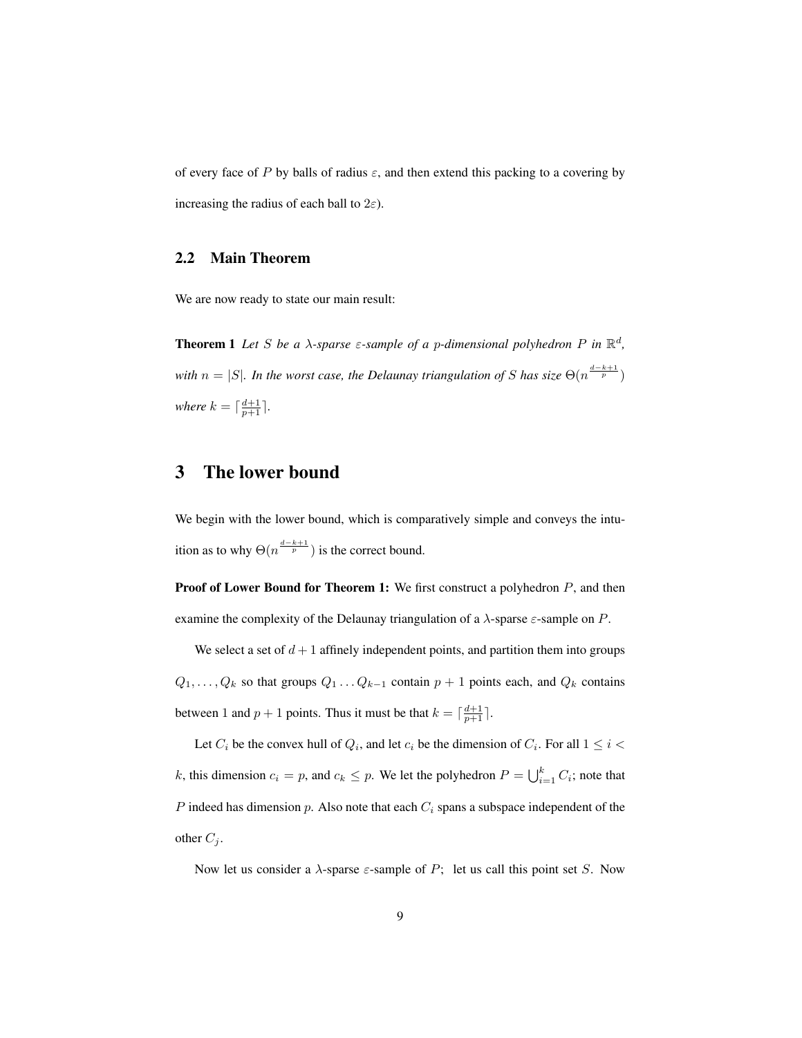of every face of $P$ by balls of radius $\varepsilon$, and then extend this packing to a covering by increasing the radius of each ball to $2\varepsilon$).

### 2.2 Main Theorem

We are now ready to state our main result:

**Theorem 1** *Let $S$ be a $\lambda$-sparse $\varepsilon$-sample of a $p$-dimensional polyhedron $P$ in $\mathbb{R}^d$, with $n = |S|$. In the worst case, the Delaunay triangulation of $S$ has size $\Theta(n^{\frac{d-k+1}{p}})$ where $k = \lceil \frac{d+1}{p+1} \rceil$.*

## 3 The lower bound

We begin with the lower bound, which is comparatively simple and conveys the intuition as to why $\Theta(n^{\frac{d-k+1}{p}})$ is the correct bound.

**Proof of Lower Bound for Theorem 1:** We first construct a polyhedron $P$, and then examine the complexity of the Delaunay triangulation of a $\lambda$-sparse $\varepsilon$-sample on $P$.

We select a set of $d+1$ affinely independent points, and partition them into groups $Q_1, \ldots, Q_k$ so that groups $Q_1 \ldots Q_{k-1}$ contain $p+1$ points each, and $Q_k$ contains between 1 and $p+1$ points. Thus it must be that $k = \lceil \frac{d+1}{p+1} \rceil$.

Let $C_i$ be the convex hull of $Q_i$, and let $c_i$ be the dimension of $C_i$. For all $1 \leq i < k$, this dimension $c_i = p$, and $c_k \leq p$. We let the polyhedron $P = \bigcup_{i=1}^{k} C_i$; note that $P$ indeed has dimension $p$. Also note that each $C_i$ spans a subspace independent of the other $C_j$.

Now let us consider a $\lambda$-sparse $\varepsilon$-sample of $P$; let us call this point set $S$. Now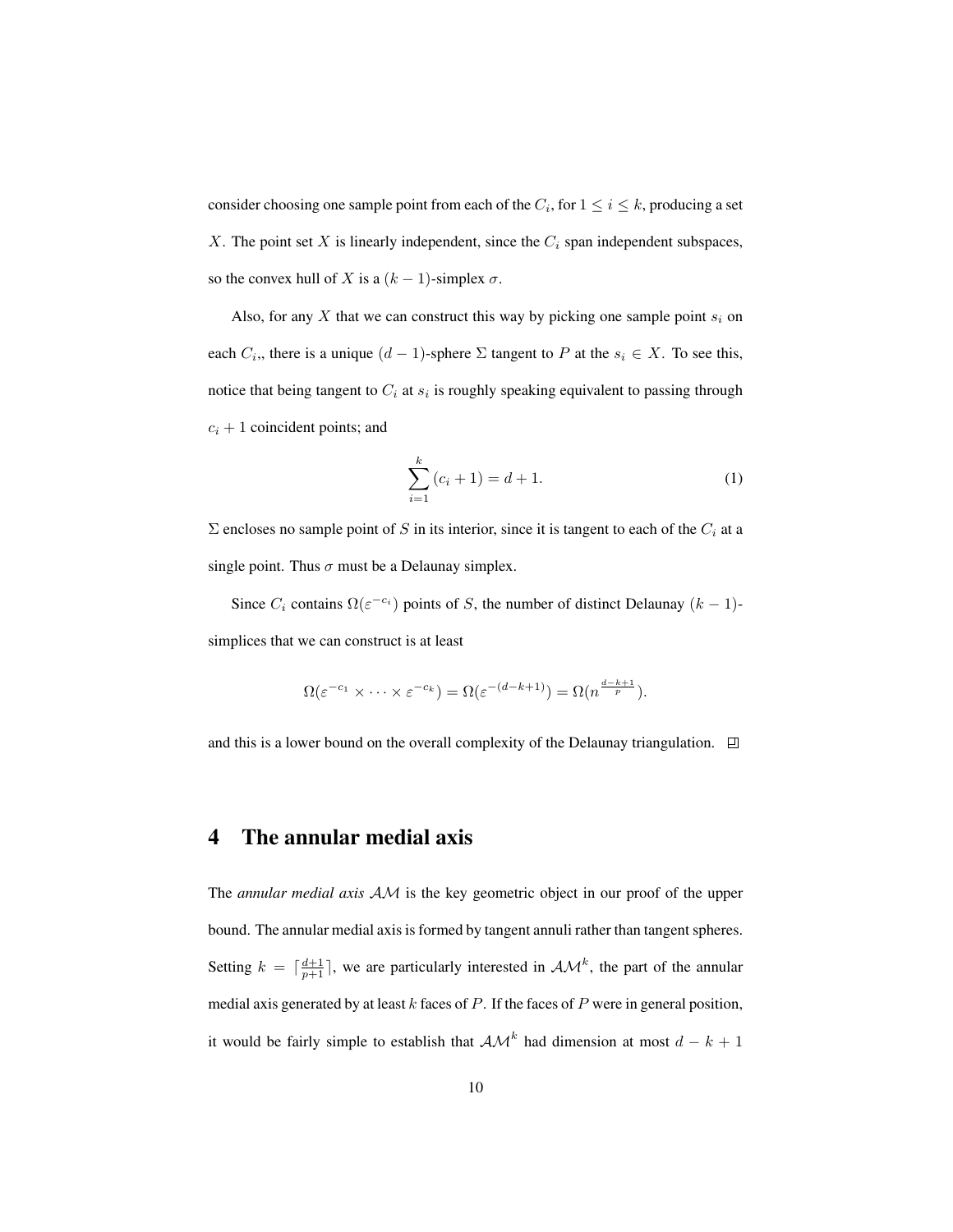consider choosing one sample point from each of the $C_i$, for $1 \leq i \leq k$, producing a set $X$. The point set $X$ is linearly independent, since the $C_i$ span independent subspaces, so the convex hull of $X$ is a $(k-1)$-simplex $\sigma$.

Also, for any $X$ that we can construct this way by picking one sample point $s_i$ on each $C_i$,, there is a unique $(d-1)$-sphere $\Sigma$ tangent to $P$ at the $s_i \in X$. To see this, notice that being tangent to $C_i$ at $s_i$ is roughly speaking equivalent to passing through $c_i + 1$ coincident points; and

$$\sum_{i=1}^{k} (c_i + 1) = d + 1. \tag{1}$$

$\Sigma$ encloses no sample point of $S$ in its interior, since it is tangent to each of the $C_i$ at a single point. Thus $\sigma$ must be a Delaunay simplex.

Since $C_i$ contains $\Omega(\varepsilon^{-c_i})$ points of $S$, the number of distinct Delaunay $(k-1)$-simplices that we can construct is at least

$$\Omega(\varepsilon^{-c_1} \times \cdots \times \varepsilon^{-c_k}) = \Omega(\varepsilon^{-(d-k+1)}) = \Omega(n^{\frac{d-k+1}{p}}).$$

and this is a lower bound on the overall complexity of the Delaunay triangulation. ◻

# 4 The annular medial axis

The *annular medial axis* $\mathcal{AM}$ is the key geometric object in our proof of the upper bound. The annular medial axis is formed by tangent annuli rather than tangent spheres. Setting $k = \lceil \frac{d+1}{p+1} \rceil$, we are particularly interested in $\mathcal{AM}^k$, the part of the annular medial axis generated by at least $k$ faces of $P$. If the faces of $P$ were in general position, it would be fairly simple to establish that $\mathcal{AM}^k$ had dimension at most $d - k + 1$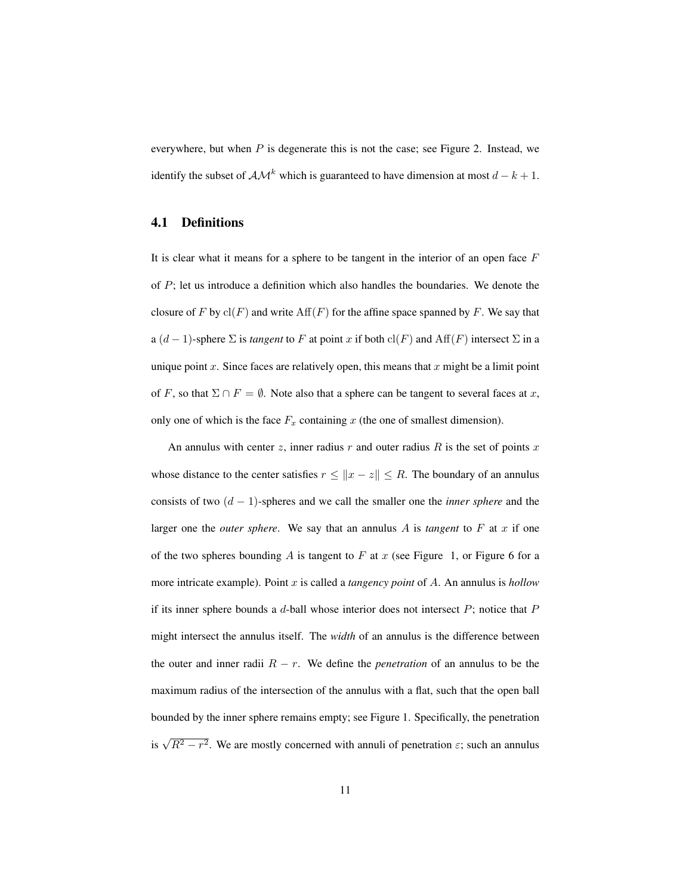everywhere, but when $P$ is degenerate this is not the case; see Figure 2. Instead, we identify the subset of $\mathcal{AM}^k$ which is guaranteed to have dimension at most $d - k + 1$.

### 4.1 Definitions

It is clear what it means for a sphere to be tangent in the interior of an open face $F$ of $P$; let us introduce a definition which also handles the boundaries. We denote the closure of $F$ by $\mathrm{cl}(F)$ and write $\mathrm{Aff}(F)$ for the affine space spanned by $F$. We say that a $(d-1)$-sphere $\Sigma$ is *tangent* to $F$ at point $x$ if both $\mathrm{cl}(F)$ and $\mathrm{Aff}(F)$ intersect $\Sigma$ in a unique point $x$. Since faces are relatively open, this means that $x$ might be a limit point of $F$, so that $\Sigma \cap F = \emptyset$. Note also that a sphere can be tangent to several faces at $x$, only one of which is the face $F_x$ containing $x$ (the one of smallest dimension).

An annulus with center $z$, inner radius $r$ and outer radius $R$ is the set of points $x$ whose distance to the center satisfies $r \leq \|x - z\| \leq R$. The boundary of an annulus consists of two $(d-1)$-spheres and we call the smaller one the *inner sphere* and the larger one the *outer sphere*. We say that an annulus $A$ is *tangent* to $F$ at $x$ if one of the two spheres bounding $A$ is tangent to $F$ at $x$ (see Figure 1, or Figure 6 for a more intricate example). Point $x$ is called a *tangency point* of $A$. An annulus is *hollow* if its inner sphere bounds a $d$-ball whose interior does not intersect $P$; notice that $P$ might intersect the annulus itself. The *width* of an annulus is the difference between the outer and inner radii $R - r$. We define the *penetration* of an annulus to be the maximum radius of the intersection of the annulus with a flat, such that the open ball bounded by the inner sphere remains empty; see Figure 1. Specifically, the penetration is $\sqrt{R^2 - r^2}$. We are mostly concerned with annuli of penetration $\varepsilon$; such an annulus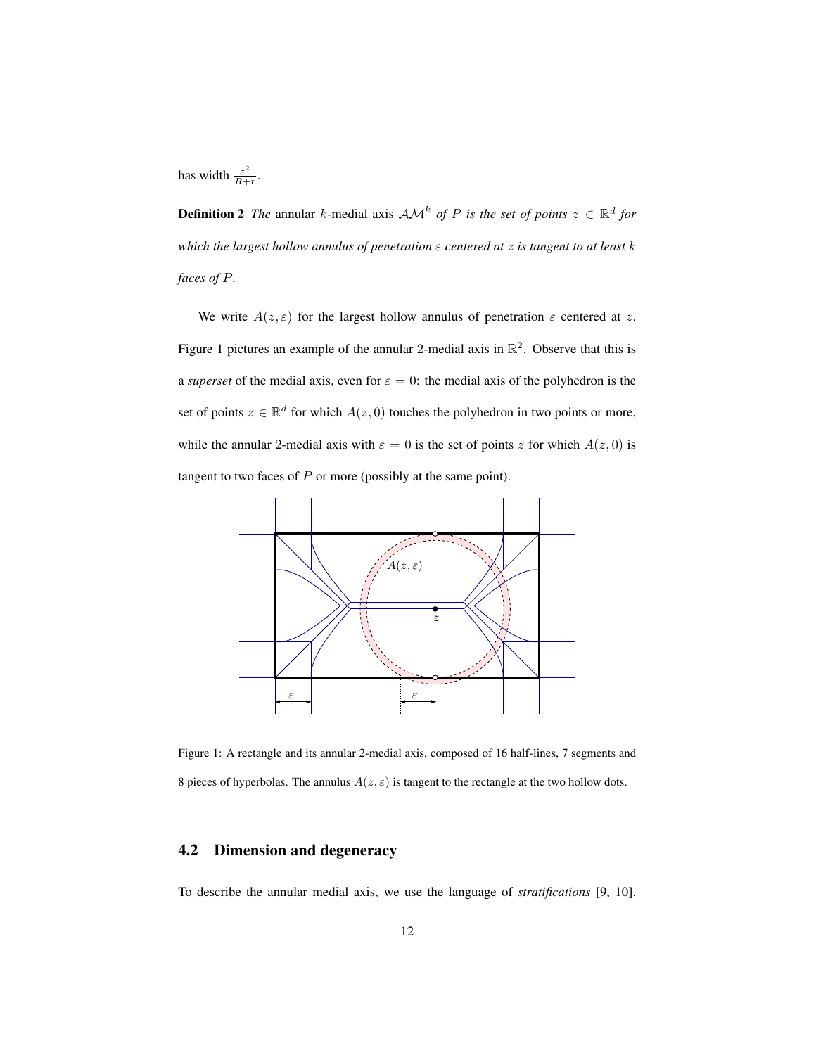has width $\frac{\varepsilon^2}{R+r}$.

**Definition 2** *The* annular $k$-medial axis $\mathcal{AM}^k$ *of $P$ is the set of points $z \in \mathbb{R}^d$ for which the largest hollow annulus of penetration $\varepsilon$ centered at $z$ is tangent to at least $k$ faces of $P$.*

We write $A(z, \varepsilon)$ for the largest hollow annulus of penetration $\varepsilon$ centered at $z$. Figure 1 pictures an example of the annular 2-medial axis in $\mathbb{R}^2$. Observe that this is a *superset* of the medial axis, even for $\varepsilon = 0$: the medial axis of the polyhedron is the set of points $z \in \mathbb{R}^d$ for which $A(z, 0)$ touches the polyhedron in two points or more, while the annular 2-medial axis with $\varepsilon = 0$ is the set of points $z$ for which $A(z, 0)$ is tangent to two faces of $P$ or more (possibly at the same point).

Figure 1: A rectangle and its annular 2-medial axis, composed of 16 half-lines, 7 segments and 8 pieces of hyperbolas. The annulus $A(z, \varepsilon)$ is tangent to the rectangle at the two hollow dots.

## 4.2 Dimension and degeneracy

To describe the annular medial axis, we use the language of *stratifications* [9, 10].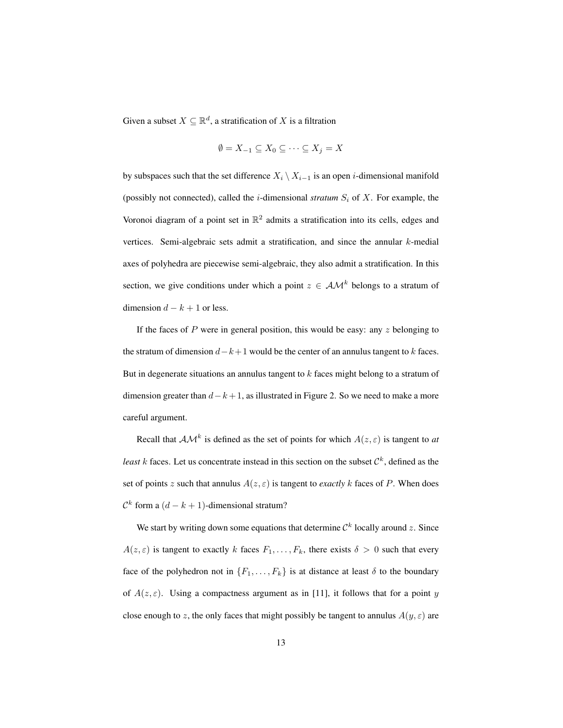Given a subset $X \subseteq \mathbb{R}^d$, a stratification of $X$ is a filtration

$$\emptyset = X_{-1} \subseteq X_0 \subseteq \cdots \subseteq X_j = X$$

by subspaces such that the set difference $X_i \setminus X_{i-1}$ is an open $i$-dimensional manifold (possibly not connected), called the $i$-dimensional *stratum* $S_i$ of $X$. For example, the Voronoi diagram of a point set in $\mathbb{R}^2$ admits a stratification into its cells, edges and vertices. Semi-algebraic sets admit a stratification, and since the annular $k$-medial axes of polyhedra are piecewise semi-algebraic, they also admit a stratification. In this section, we give conditions under which a point $z \in \mathcal{AM}^k$ belongs to a stratum of dimension $d - k + 1$ or less.

If the faces of $P$ were in general position, this would be easy: any $z$ belonging to the stratum of dimension $d-k+1$ would be the center of an annulus tangent to $k$ faces. But in degenerate situations an annulus tangent to $k$ faces might belong to a stratum of dimension greater than $d-k+1$, as illustrated in Figure 2. So we need to make a more careful argument.

Recall that $\mathcal{AM}^k$ is defined as the set of points for which $A(z, \varepsilon)$ is tangent to *at least* $k$ faces. Let us concentrate instead in this section on the subset $\mathcal{C}^k$, defined as the set of points $z$ such that annulus $A(z, \varepsilon)$ is tangent to *exactly* $k$ faces of $P$. When does $\mathcal{C}^k$ form a $(d - k + 1)$-dimensional stratum?

We start by writing down some equations that determine $\mathcal{C}^k$ locally around $z$. Since $A(z, \varepsilon)$ is tangent to exactly $k$ faces $F_1, \ldots, F_k$, there exists $\delta > 0$ such that every face of the polyhedron not in $\{F_1, \ldots, F_k\}$ is at distance at least $\delta$ to the boundary of $A(z, \varepsilon)$. Using a compactness argument as in [11], it follows that for a point $y$ close enough to $z$, the only faces that might possibly be tangent to annulus $A(y, \varepsilon)$ are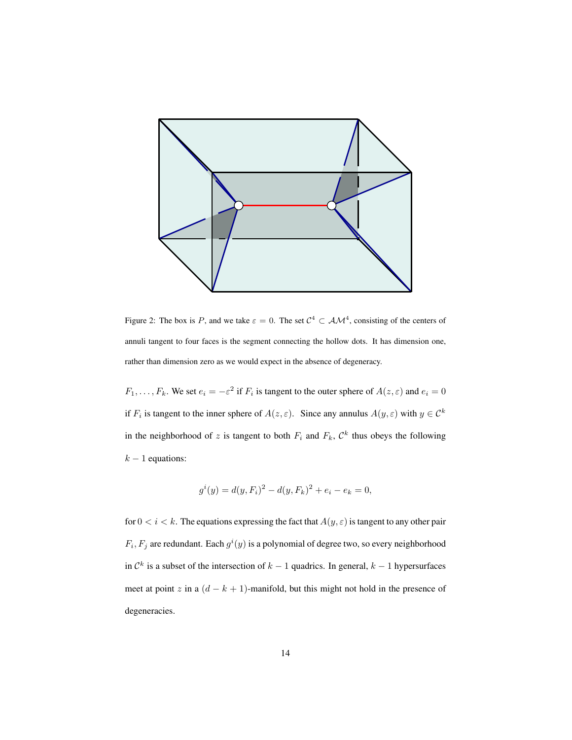Figure 2: The box is $P$, and we take $\varepsilon = 0$. The set $\mathcal{C}^4 \subset \mathcal{AM}^4$, consisting of the centers of annuli tangent to four faces is the segment connecting the hollow dots. It has dimension one, rather than dimension zero as we would expect in the absence of degeneracy.

$F_1, \ldots, F_k$. We set $e_i = -\varepsilon^2$ if $F_i$ is tangent to the outer sphere of $A(z, \varepsilon)$ and $e_i = 0$ if $F_i$ is tangent to the inner sphere of $A(z, \varepsilon)$. Since any annulus $A(y, \varepsilon)$ with $y \in \mathcal{C}^k$ in the neighborhood of $z$ is tangent to both $F_i$ and $F_k$, $\mathcal{C}^k$ thus obeys the following $k - 1$ equations:

$$g^i(y) = d(y, F_i)^2 - d(y, F_k)^2 + e_i - e_k = 0,$$

for $0 < i < k$. The equations expressing the fact that $A(y, \varepsilon)$ is tangent to any other pair $F_i, F_j$ are redundant. Each $g^i(y)$ is a polynomial of degree two, so every neighborhood in $\mathcal{C}^k$ is a subset of the intersection of $k - 1$ quadrics. In general, $k - 1$ hypersurfaces meet at point $z$ in a $(d - k + 1)$-manifold, but this might not hold in the presence of degeneracies.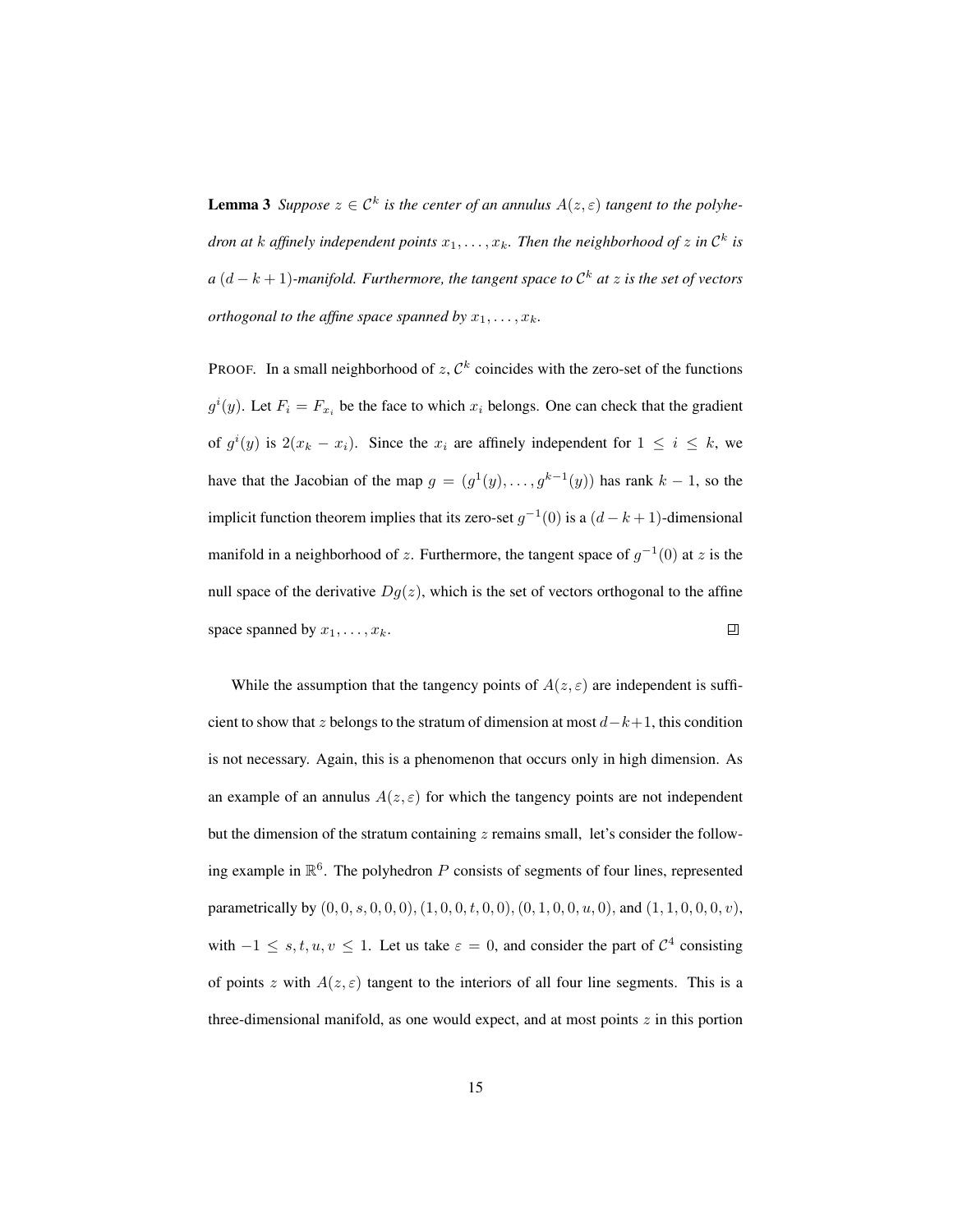**Lemma 3** *Suppose $z \in \mathcal{C}^k$ is the center of an annulus $A(z, \varepsilon)$ tangent to the polyhedron at $k$ affinely independent points $x_1, \ldots, x_k$. Then the neighborhood of $z$ in $\mathcal{C}^k$ is a $(d-k+1)$-manifold. Furthermore, the tangent space to $\mathcal{C}^k$ at $z$ is the set of vectors orthogonal to the affine space spanned by $x_1, \ldots, x_k$.*

PROOF. In a small neighborhood of $z$, $\mathcal{C}^k$ coincides with the zero-set of the functions $g^i(y)$. Let $F_i = F_{x_i}$ be the face to which $x_i$ belongs. One can check that the gradient of $g^i(y)$ is $2(x_k - x_i)$. Since the $x_i$ are affinely independent for $1 \leq i \leq k$, we have that the Jacobian of the map $g = (g^1(y), \ldots, g^{k-1}(y))$ has rank $k-1$, so the implicit function theorem implies that its zero-set $g^{-1}(0)$ is a $(d-k+1)$-dimensional manifold in a neighborhood of $z$. Furthermore, the tangent space of $g^{-1}(0)$ at $z$ is the null space of the derivative $Dg(z)$, which is the set of vectors orthogonal to the affine space spanned by $x_1, \ldots, x_k$. ◻

While the assumption that the tangency points of $A(z, \varepsilon)$ are independent is sufficient to show that $z$ belongs to the stratum of dimension at most $d-k+1$, this condition is not necessary. Again, this is a phenomenon that occurs only in high dimension. As an example of an annulus $A(z, \varepsilon)$ for which the tangency points are not independent but the dimension of the stratum containing $z$ remains small, let's consider the following example in $\mathbb{R}^6$. The polyhedron $P$ consists of segments of four lines, represented parametrically by $(0, 0, s, 0, 0, 0)$, $(1, 0, 0, t, 0, 0)$, $(0, 1, 0, 0, u, 0)$, and $(1, 1, 0, 0, 0, v)$, with $-1 \leq s, t, u, v \leq 1$. Let us take $\varepsilon = 0$, and consider the part of $\mathcal{C}^4$ consisting of points $z$ with $A(z, \varepsilon)$ tangent to the interiors of all four line segments. This is a three-dimensional manifold, as one would expect, and at most points $z$ in this portion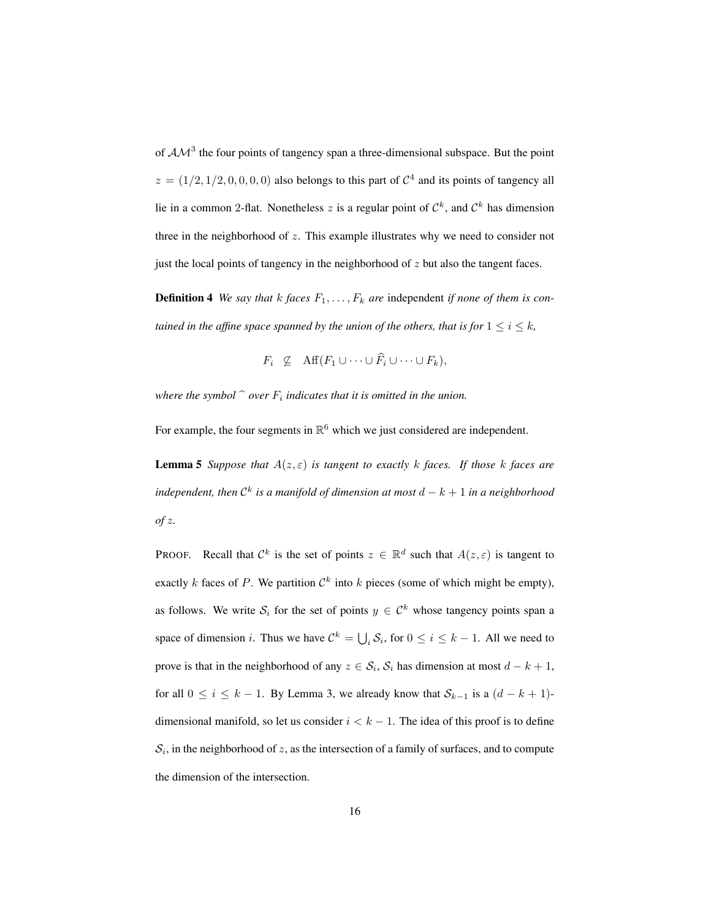of $\mathcal{AM}^3$ the four points of tangency span a three-dimensional subspace. But the point $z = (1/2, 1/2, 0, 0, 0, 0)$ also belongs to this part of $\mathcal{C}^4$ and its points of tangency all lie in a common 2-flat. Nonetheless $z$ is a regular point of $\mathcal{C}^k$, and $\mathcal{C}^k$ has dimension three in the neighborhood of $z$. This example illustrates why we need to consider not just the local points of tangency in the neighborhood of $z$ but also the tangent faces.

**Definition 4** *We say that $k$ faces $F_1, \ldots, F_k$ are* independent *if none of them is contained in the affine space spanned by the union of the others, that is for $1 \leq i \leq k$,*

$$F_i \quad \not\subseteq \quad \mathrm{Aff}(F_1 \cup \cdots \cup \widehat{F}_i \cup \cdots \cup F_k),$$

*where the symbol $\widehat{\ }$ over $F_i$ indicates that it is omitted in the union.*

For example, the four segments in $\mathbb{R}^6$ which we just considered are independent.

**Lemma 5** *Suppose that $A(z, \varepsilon)$ is tangent to exactly $k$ faces. If those $k$ faces are independent, then $\mathcal{C}^k$ is a manifold of dimension at most $d - k + 1$ in a neighborhood of $z$.*

PROOF. Recall that $\mathcal{C}^k$ is the set of points $z \in \mathbb{R}^d$ such that $A(z, \varepsilon)$ is tangent to exactly $k$ faces of $P$. We partition $\mathcal{C}^k$ into $k$ pieces (some of which might be empty), as follows. We write $\mathcal{S}_i$ for the set of points $y \in \mathcal{C}^k$ whose tangency points span a space of dimension $i$. Thus we have $\mathcal{C}^k = \bigcup_i \mathcal{S}_i$, for $0 \leq i \leq k - 1$. All we need to prove is that in the neighborhood of any $z \in \mathcal{S}_i$, $\mathcal{S}_i$ has dimension at most $d - k + 1$, for all $0 \leq i \leq k - 1$. By Lemma 3, we already know that $\mathcal{S}_{k-1}$ is a $(d - k + 1)$-dimensional manifold, so let us consider $i < k - 1$. The idea of this proof is to define $\mathcal{S}_i$, in the neighborhood of $z$, as the intersection of a family of surfaces, and to compute the dimension of the intersection.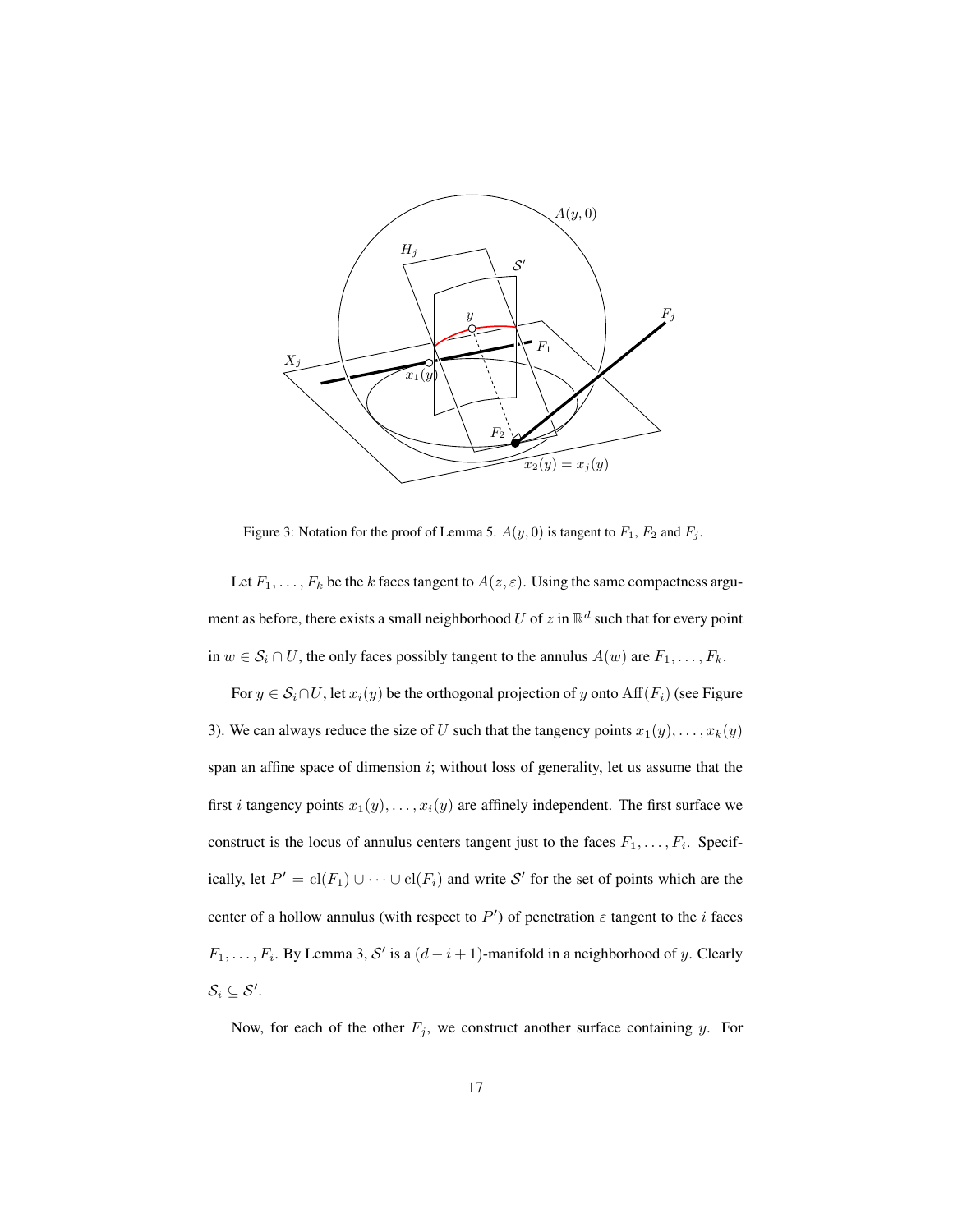Figure 3: Notation for the proof of Lemma 5. $A(y, 0)$ is tangent to $F_1$, $F_2$ and $F_j$.

Let $F_1, \ldots, F_k$ be the $k$ faces tangent to $A(z, \varepsilon)$. Using the same compactness argument as before, there exists a small neighborhood $U$ of $z$ in $\mathbb{R}^d$ such that for every point in $w \in \mathcal{S}_i \cap U$, the only faces possibly tangent to the annulus $A(w)$ are $F_1, \ldots, F_k$.

For $y \in \mathcal{S}_i \cap U$, let $x_i(y)$ be the orthogonal projection of $y$ onto $\mathrm{Aff}(F_i)$ (see Figure 3). We can always reduce the size of $U$ such that the tangency points $x_1(y), \ldots, x_k(y)$ span an affine space of dimension $i$; without loss of generality, let us assume that the first $i$ tangency points $x_1(y), \ldots, x_i(y)$ are affinely independent. The first surface we construct is the locus of annulus centers tangent just to the faces $F_1, \ldots, F_i$. Specifically, let $P' = \mathrm{cl}(F_1) \cup \cdots \cup \mathrm{cl}(F_i)$ and write $\mathcal{S}'$ for the set of points which are the center of a hollow annulus (with respect to $P'$) of penetration $\varepsilon$ tangent to the $i$ faces $F_1, \ldots, F_i$. By Lemma 3, $\mathcal{S}'$ is a $(d - i + 1)$-manifold in a neighborhood of $y$. Clearly $\mathcal{S}_i \subseteq \mathcal{S}'$.

Now, for each of the other $F_j$, we construct another surface containing $y$. For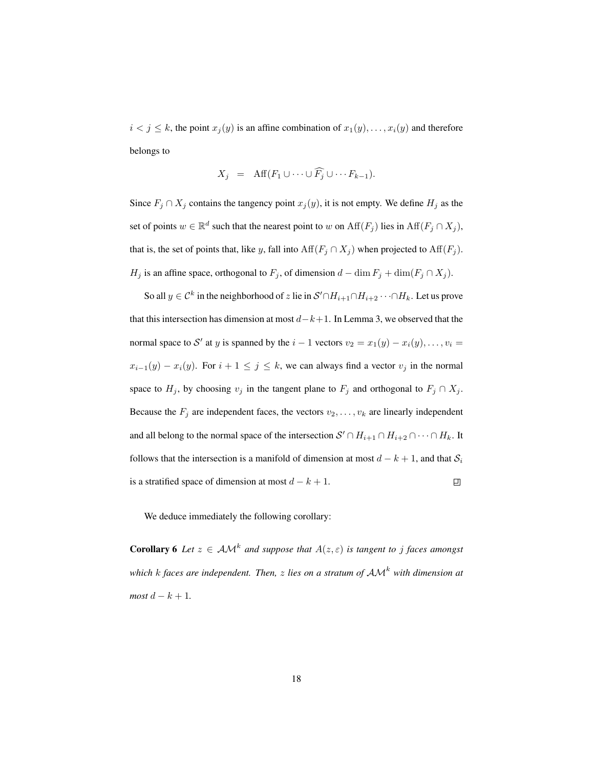$i < j \leq k$, the point $x_j(y)$ is an affine combination of $x_1(y), \ldots, x_i(y)$ and therefore belongs to

$$X_j \quad = \quad \text{Aff}(F_1 \cup \cdots \cup \widehat{F_j} \cup \cdots F_{k-1}).$$

Since $F_j \cap X_j$ contains the tangency point $x_j(y)$, it is not empty. We define $H_j$ as the set of points $w \in \mathbb{R}^d$ such that the nearest point to $w$ on $\text{Aff}(F_j)$ lies in $\text{Aff}(F_j \cap X_j)$, that is, the set of points that, like $y$, fall into $\text{Aff}(F_j \cap X_j)$ when projected to $\text{Aff}(F_j)$. $H_j$ is an affine space, orthogonal to $F_j$, of dimension $d - \dim F_j + \dim(F_j \cap X_j)$.

So all $y \in \mathcal{C}^k$ in the neighborhood of $z$ lie in $\mathcal{S}' \cap H_{i+1} \cap H_{i+2} \cdots \cap H_k$. Let us prove that this intersection has dimension at most $d-k+1$. In Lemma 3, we observed that the normal space to $\mathcal{S}'$ at $y$ is spanned by the $i-1$ vectors $v_2 = x_1(y) - x_i(y), \ldots, v_i = x_{i-1}(y) - x_i(y)$. For $i+1 \leq j \leq k$, we can always find a vector $v_j$ in the normal space to $H_j$, by choosing $v_j$ in the tangent plane to $F_j$ and orthogonal to $F_j \cap X_j$. Because the $F_j$ are independent faces, the vectors $v_2, \ldots, v_k$ are linearly independent and all belong to the normal space of the intersection $\mathcal{S}' \cap H_{i+1} \cap H_{i+2} \cap \cdots \cap H_k$. It follows that the intersection is a manifold of dimension at most $d-k+1$, and that $\mathcal{S}_i$ is a stratified space of dimension at most $d-k+1$. ◻

We deduce immediately the following corollary:

**Corollary 6** *Let $z \in \mathcal{AM}^k$ and suppose that $A(z, \varepsilon)$ is tangent to $j$ faces amongst which $k$ faces are independent. Then, $z$ lies on a stratum of $\mathcal{AM}^k$ with dimension at most $d-k+1$.*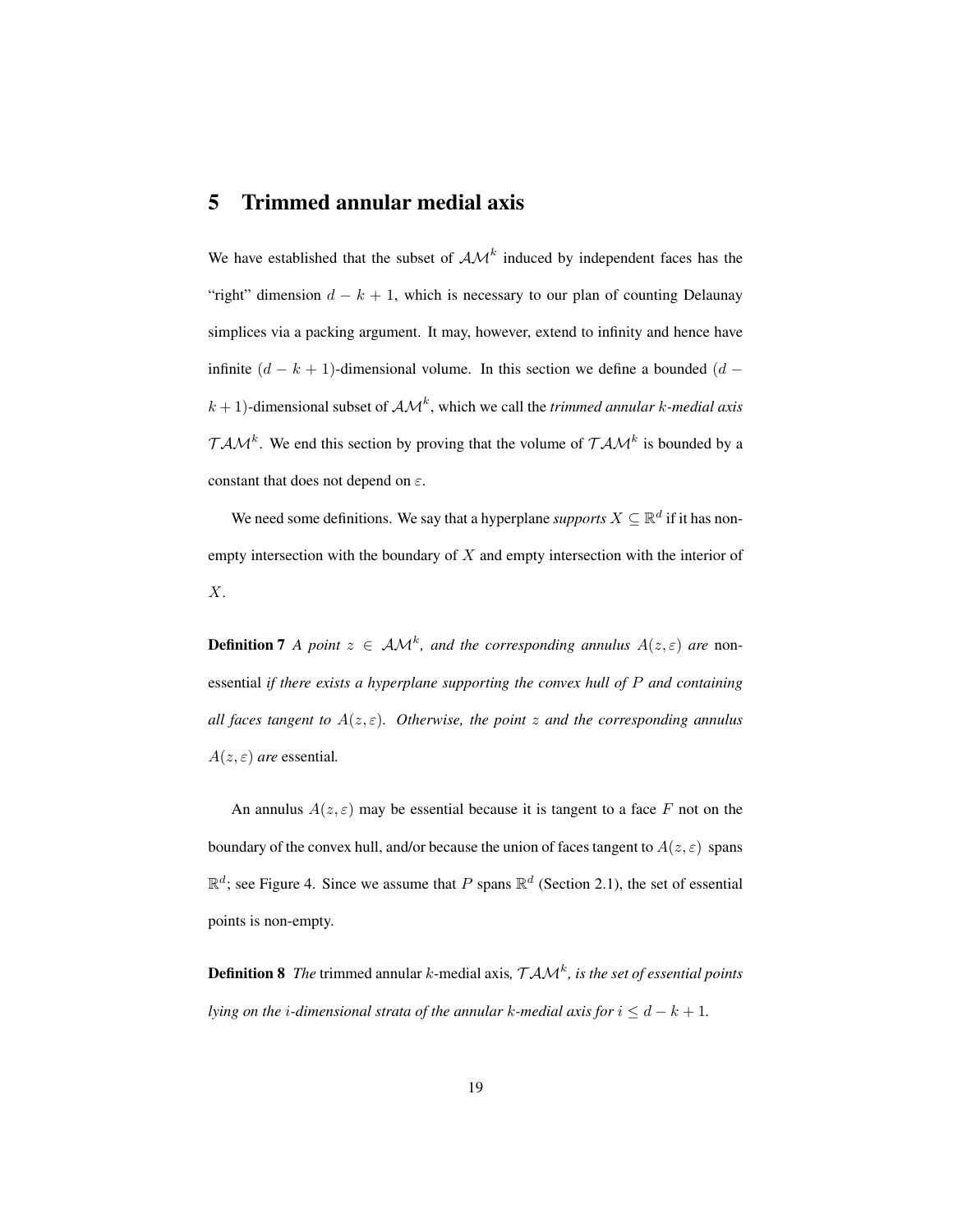## 5 Trimmed annular medial axis

We have established that the subset of $\mathcal{AM}^k$ induced by independent faces has the "right" dimension $d - k + 1$, which is necessary to our plan of counting Delaunay simplices via a packing argument. It may, however, extend to infinity and hence have infinite $(d - k + 1)$-dimensional volume. In this section we define a bounded $(d - k + 1)$-dimensional subset of $\mathcal{AM}^k$, which we call the *trimmed annular $k$-medial axis* $\mathcal{TAM}^k$. We end this section by proving that the volume of $\mathcal{TAM}^k$ is bounded by a constant that does not depend on $\varepsilon$.

We need some definitions. We say that a hyperplane *supports* $X \subseteq \mathbb{R}^d$ if it has non-empty intersection with the boundary of $X$ and empty intersection with the interior of $X$.

**Definition 7** *A point $z \in \mathcal{AM}^k$, and the corresponding annulus $A(z, \varepsilon)$ are* non-essential *if there exists a hyperplane supporting the convex hull of $P$ and containing all faces tangent to $A(z, \varepsilon)$. Otherwise, the point $z$ and the corresponding annulus $A(z, \varepsilon)$ are* essential.

An annulus $A(z, \varepsilon)$ may be essential because it is tangent to a face $F$ not on the boundary of the convex hull, and/or because the union of faces tangent to $A(z, \varepsilon)$ spans $\mathbb{R}^d$; see Figure 4. Since we assume that $P$ spans $\mathbb{R}^d$ (Section 2.1), the set of essential points is non-empty.

**Definition 8** *The* trimmed annular $k$-medial axis*, $\mathcal{TAM}^k$, is the set of essential points lying on the $i$-dimensional strata of the annular $k$-medial axis for $i \leq d - k + 1$.*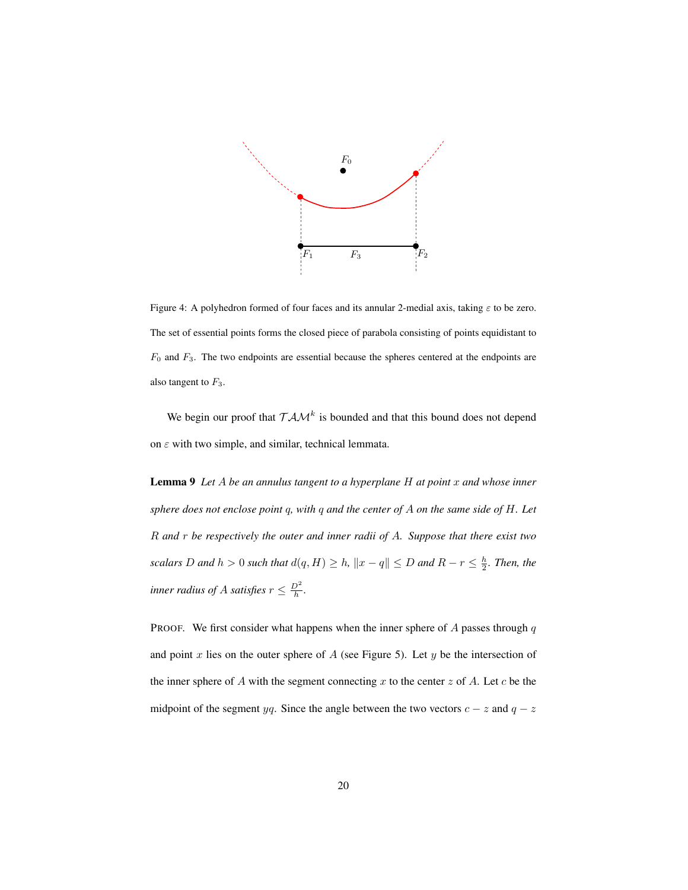Figure 4: A polyhedron formed of four faces and its annular 2-medial axis, taking $\varepsilon$ to be zero. The set of essential points forms the closed piece of parabola consisting of points equidistant to $F_0$ and $F_3$. The two endpoints are essential because the spheres centered at the endpoints are also tangent to $F_3$.

We begin our proof that $\mathcal{TAM}^k$ is bounded and that this bound does not depend on $\varepsilon$ with two simple, and similar, technical lemmata.

**Lemma 9** *Let $A$ be an annulus tangent to a hyperplane $H$ at point $x$ and whose inner sphere does not enclose point $q$, with $q$ and the center of $A$ on the same side of $H$. Let $R$ and $r$ be respectively the outer and inner radii of $A$. Suppose that there exist two scalars $D$ and $h > 0$ such that $d(q, H) \geq h$, $\|x - q\| \leq D$ and $R - r \leq \frac{h}{2}$. Then, the inner radius of $A$ satisfies $r \leq \frac{D^2}{h}$.*

PROOF. We first consider what happens when the inner sphere of $A$ passes through $q$ and point $x$ lies on the outer sphere of $A$ (see Figure 5). Let $y$ be the intersection of the inner sphere of $A$ with the segment connecting $x$ to the center $z$ of $A$. Let $c$ be the midpoint of the segment $yq$. Since the angle between the two vectors $c - z$ and $q - z$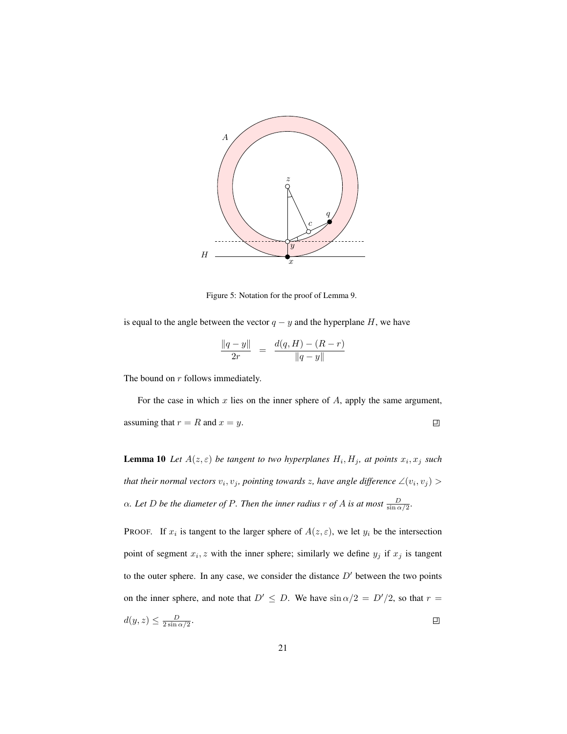Figure 5: Notation for the proof of Lemma 9.

is equal to the angle between the vector $q - y$ and the hyperplane $H$, we have

$$\frac{\|q - y\|}{2r} = \frac{d(q, H) - (R - r)}{\|q - y\|}$$

The bound on $r$ follows immediately.

For the case in which $x$ lies on the inner sphere of $A$, apply the same argument, assuming that $r = R$ and $x = y$. □

**Lemma 10** *Let $A(z, \varepsilon)$ be tangent to two hyperplanes $H_i, H_j$, at points $x_i, x_j$ such that their normal vectors $v_i, v_j$, pointing towards $z$, have angle difference $\angle(v_i, v_j) > \alpha$. Let $D$ be the diameter of $P$. Then the inner radius $r$ of $A$ is at most $\frac{D}{\sin \alpha/2}$.*

PROOF. If $x_i$ is tangent to the larger sphere of $A(z, \varepsilon)$, we let $y_i$ be the intersection point of segment $x_i, z$ with the inner sphere; similarly we define $y_j$ if $x_j$ is tangent to the outer sphere. In any case, we consider the distance $D'$ between the two points on the inner sphere, and note that $D' \leq D$. We have $\sin \alpha/2 = D'/2$, so that $r = d(y, z) \leq \frac{D}{2 \sin \alpha/2}$. □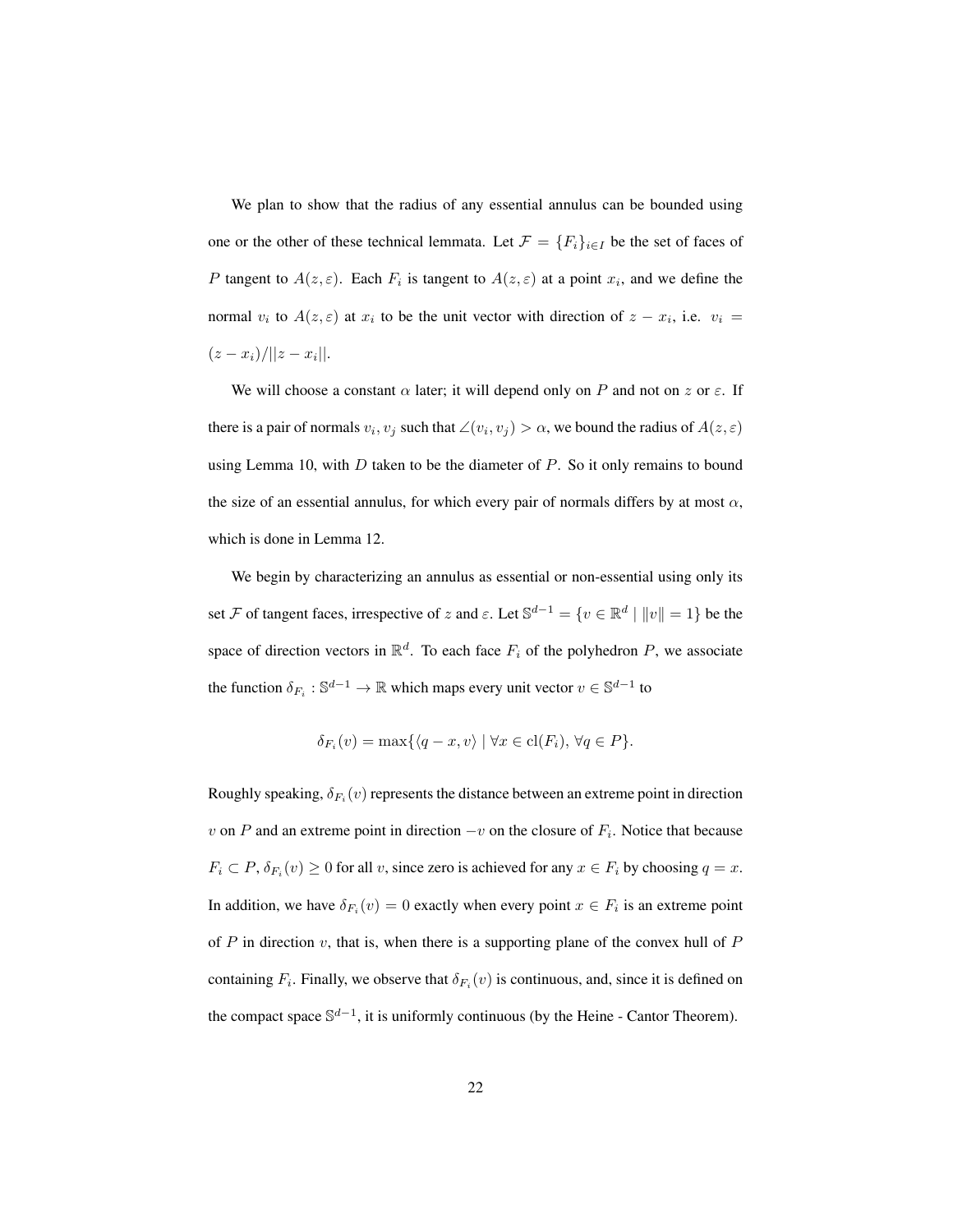We plan to show that the radius of any essential annulus can be bounded using one or the other of these technical lemmata. Let $\mathcal{F} = \{F_i\}_{i \in I}$ be the set of faces of $P$ tangent to $A(z, \varepsilon)$. Each $F_i$ is tangent to $A(z, \varepsilon)$ at a point $x_i$, and we define the normal $v_i$ to $A(z, \varepsilon)$ at $x_i$ to be the unit vector with direction of $z - x_i$, i.e. $v_i = (z - x_i)/||z - x_i||$.

We will choose a constant $\alpha$ later; it will depend only on $P$ and not on $z$ or $\varepsilon$. If there is a pair of normals $v_i, v_j$ such that $\angle(v_i, v_j) > \alpha$, we bound the radius of $A(z, \varepsilon)$ using Lemma 10, with $D$ taken to be the diameter of $P$. So it only remains to bound the size of an essential annulus, for which every pair of normals differs by at most $\alpha$, which is done in Lemma 12.

We begin by characterizing an annulus as essential or non-essential using only its set $\mathcal{F}$ of tangent faces, irrespective of $z$ and $\varepsilon$. Let $\mathbb{S}^{d-1} = \{v \in \mathbb{R}^d \mid \|v\| = 1\}$ be the space of direction vectors in $\mathbb{R}^d$. To each face $F_i$ of the polyhedron $P$, we associate the function $\delta_{F_i} : \mathbb{S}^{d-1} \to \mathbb{R}$ which maps every unit vector $v \in \mathbb{S}^{d-1}$ to

$$\delta_{F_i}(v) = \max\{\langle q - x, v\rangle \mid \forall x \in \text{cl}(F_i),\ \forall q \in P\}.$$

Roughly speaking, $\delta_{F_i}(v)$ represents the distance between an extreme point in direction $v$ on $P$ and an extreme point in direction $-v$ on the closure of $F_i$. Notice that because $F_i \subset P$, $\delta_{F_i}(v) \geq 0$ for all $v$, since zero is achieved for any $x \in F_i$ by choosing $q = x$. In addition, we have $\delta_{F_i}(v) = 0$ exactly when every point $x \in F_i$ is an extreme point of $P$ in direction $v$, that is, when there is a supporting plane of the convex hull of $P$ containing $F_i$. Finally, we observe that $\delta_{F_i}(v)$ is continuous, and, since it is defined on the compact space $\mathbb{S}^{d-1}$, it is uniformly continuous (by the Heine - Cantor Theorem).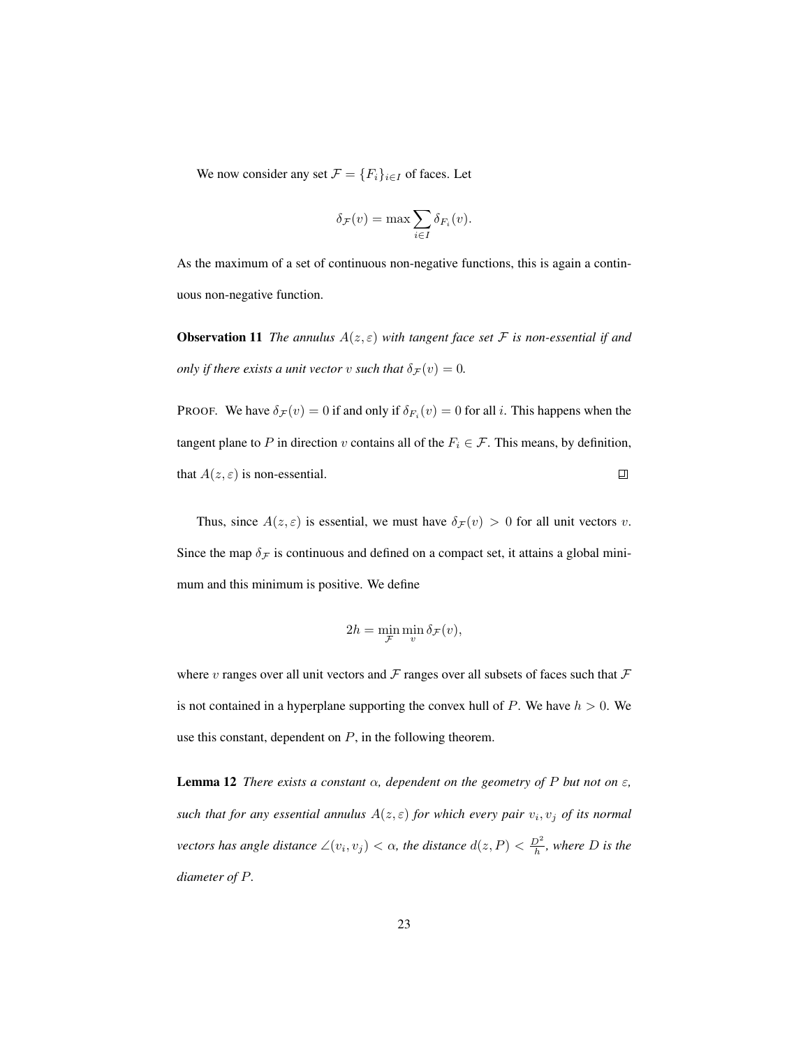We now consider any set $\mathcal{F} = \{F_i\}_{i \in I}$ of faces. Let

$$\delta_{\mathcal{F}}(v) = \max \sum_{i \in I} \delta_{F_i}(v).$$

As the maximum of a set of continuous non-negative functions, this is again a continuous non-negative function.

**Observation 11** *The annulus $A(z, \varepsilon)$ with tangent face set $\mathcal{F}$ is non-essential if and only if there exists a unit vector $v$ such that $\delta_{\mathcal{F}}(v) = 0$.*

PROOF. We have $\delta_{\mathcal{F}}(v) = 0$ if and only if $\delta_{F_i}(v) = 0$ for all $i$. This happens when the tangent plane to $P$ in direction $v$ contains all of the $F_i \in \mathcal{F}$. This means, by definition, that $A(z, \varepsilon)$ is non-essential. ◻

Thus, since $A(z, \varepsilon)$ is essential, we must have $\delta_{\mathcal{F}}(v) > 0$ for all unit vectors $v$. Since the map $\delta_{\mathcal{F}}$ is continuous and defined on a compact set, it attains a global minimum and this minimum is positive. We define

$$2h = \min_{\mathcal{F}} \min_{v} \delta_{\mathcal{F}}(v),$$

where $v$ ranges over all unit vectors and $\mathcal{F}$ ranges over all subsets of faces such that $\mathcal{F}$ is not contained in a hyperplane supporting the convex hull of $P$. We have $h > 0$. We use this constant, dependent on $P$, in the following theorem.

**Lemma 12** *There exists a constant $\alpha$, dependent on the geometry of $P$ but not on $\varepsilon$, such that for any essential annulus $A(z, \varepsilon)$ for which every pair $v_i, v_j$ of its normal vectors has angle distance $\angle(v_i, v_j) < \alpha$, the distance $d(z, P) < \frac{D^2}{h}$, where $D$ is the diameter of $P$.*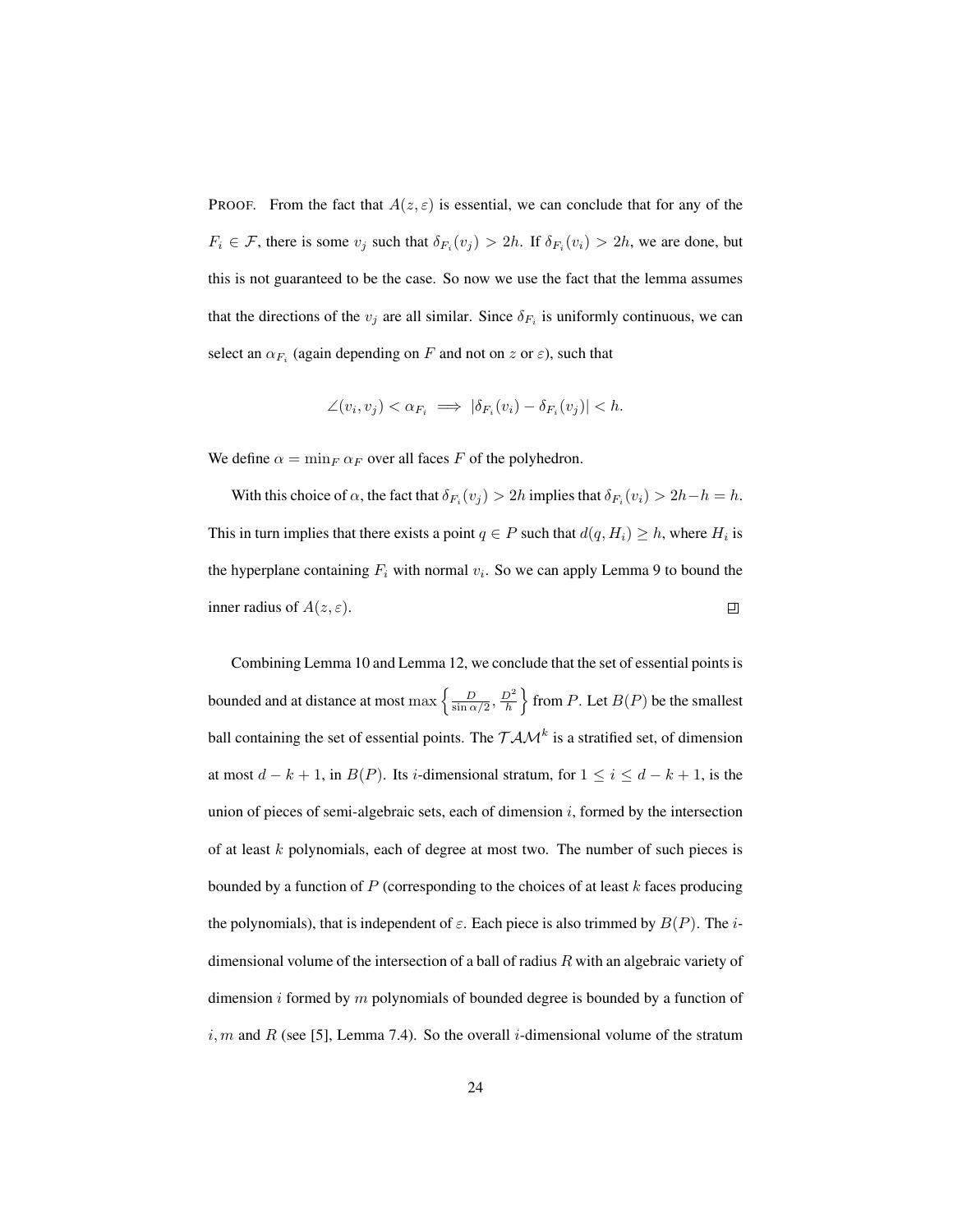PROOF. From the fact that $A(z, \varepsilon)$ is essential, we can conclude that for any of the $F_i \in \mathcal{F}$, there is some $v_j$ such that $\delta_{F_i}(v_j) > 2h$. If $\delta_{F_i}(v_i) > 2h$, we are done, but this is not guaranteed to be the case. So now we use the fact that the lemma assumes that the directions of the $v_j$ are all similar. Since $\delta_{F_i}$ is uniformly continuous, we can select an $\alpha_{F_i}$ (again depending on $F$ and not on $z$ or $\varepsilon$), such that

$$\angle(v_i, v_j) < \alpha_{F_i} \implies |\delta_{F_i}(v_i) - \delta_{F_i}(v_j)| < h.$$

We define $\alpha = \min_F \alpha_F$ over all faces $F$ of the polyhedron.

With this choice of $\alpha$, the fact that $\delta_{F_i}(v_j) > 2h$ implies that $\delta_{F_i}(v_i) > 2h - h = h$. This in turn implies that there exists a point $q \in P$ such that $d(q, H_i) \geq h$, where $H_i$ is the hyperplane containing $F_i$ with normal $v_i$. So we can apply Lemma 9 to bound the inner radius of $A(z, \varepsilon)$. ◻

Combining Lemma 10 and Lemma 12, we conclude that the set of essential points is bounded and at distance at most $\max\left\{\frac{D}{\sin \alpha/2}, \frac{D^2}{h}\right\}$ from $P$. Let $B(P)$ be the smallest ball containing the set of essential points. The $\mathcal{TAM}^k$ is a stratified set, of dimension at most $d-k+1$, in $B(P)$. Its $i$-dimensional stratum, for $1 \leq i \leq d-k+1$, is the union of pieces of semi-algebraic sets, each of dimension $i$, formed by the intersection of at least $k$ polynomials, each of degree at most two. The number of such pieces is bounded by a function of $P$ (corresponding to the choices of at least $k$ faces producing the polynomials), that is independent of $\varepsilon$. Each piece is also trimmed by $B(P)$. The $i$-dimensional volume of the intersection of a ball of radius $R$ with an algebraic variety of dimension $i$ formed by $m$ polynomials of bounded degree is bounded by a function of $i, m$ and $R$ (see [5], Lemma 7.4). So the overall $i$-dimensional volume of the stratum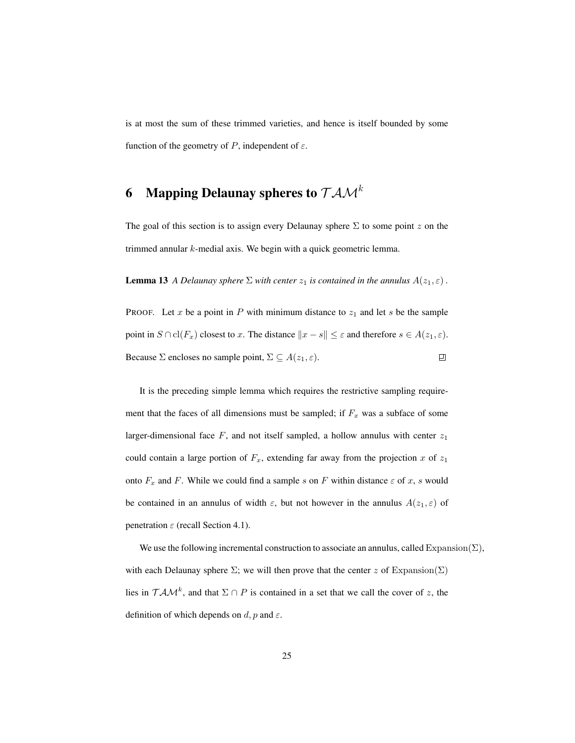is at most the sum of these trimmed varieties, and hence is itself bounded by some function of the geometry of $P$, independent of $\varepsilon$.

# 6 Mapping Delaunay spheres to $\mathcal{TAM}^k$

The goal of this section is to assign every Delaunay sphere $\Sigma$ to some point $z$ on the trimmed annular $k$-medial axis. We begin with a quick geometric lemma.

**Lemma 13** *A Delaunay sphere $\Sigma$ with center $z_1$ is contained in the annulus $A(z_1, \varepsilon)$ .*

PROOF. Let $x$ be a point in $P$ with minimum distance to $z_1$ and let $s$ be the sample point in $S \cap \mathrm{cl}(F_x)$ closest to $x$. The distance $\|x - s\| \leq \varepsilon$ and therefore $s \in A(z_1, \varepsilon)$. Because $\Sigma$ encloses no sample point, $\Sigma \subseteq A(z_1, \varepsilon)$. ◻

It is the preceding simple lemma which requires the restrictive sampling requirement that the faces of all dimensions must be sampled; if $F_x$ was a subface of some larger-dimensional face $F$, and not itself sampled, a hollow annulus with center $z_1$ could contain a large portion of $F_x$, extending far away from the projection $x$ of $z_1$ onto $F_x$ and $F$. While we could find a sample $s$ on $F$ within distance $\varepsilon$ of $x$, $s$ would be contained in an annulus of width $\varepsilon$, but not however in the annulus $A(z_1, \varepsilon)$ of penetration $\varepsilon$ (recall Section 4.1).

We use the following incremental construction to associate an annulus, called $\mathrm{Expansion}(\Sigma)$, with each Delaunay sphere $\Sigma$; we will then prove that the center $z$ of $\mathrm{Expansion}(\Sigma)$ lies in $\mathcal{TAM}^k$, and that $\Sigma \cap P$ is contained in a set that we call the cover of $z$, the definition of which depends on $d, p$ and $\varepsilon$.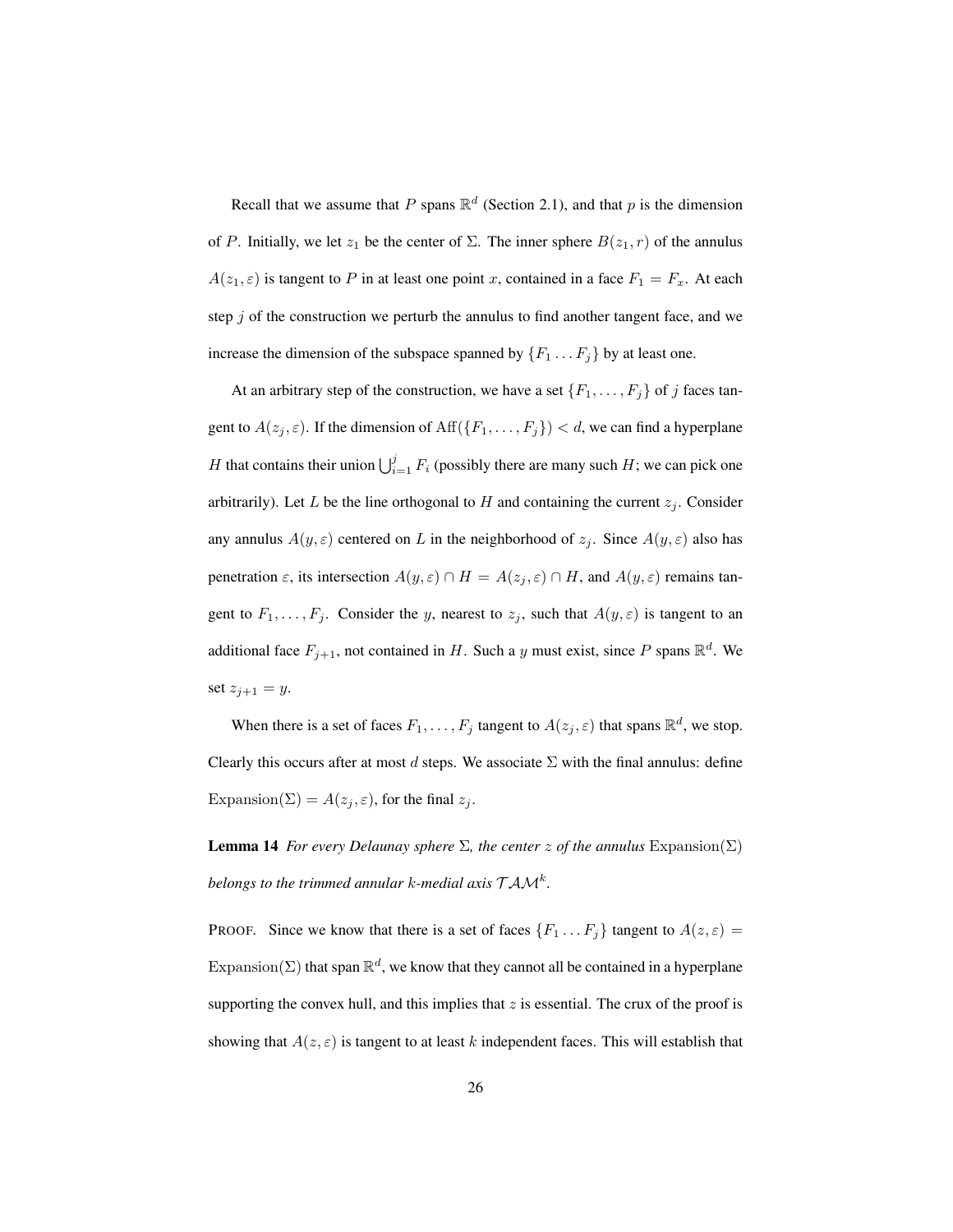Recall that we assume that $P$ spans $\mathbb{R}^d$ (Section 2.1), and that $p$ is the dimension of $P$. Initially, we let $z_1$ be the center of $\Sigma$. The inner sphere $B(z_1, r)$ of the annulus $A(z_1, \varepsilon)$ is tangent to $P$ in at least one point $x$, contained in a face $F_1 = F_x$. At each step $j$ of the construction we perturb the annulus to find another tangent face, and we increase the dimension of the subspace spanned by $\{F_1 \ldots F_j\}$ by at least one.

At an arbitrary step of the construction, we have a set $\{F_1, \ldots, F_j\}$ of $j$ faces tangent to $A(z_j, \varepsilon)$. If the dimension of $\mathrm{Aff}(\{F_1, \ldots, F_j\}) < d$, we can find a hyperplane $H$ that contains their union $\bigcup_{i=1}^{j} F_i$ (possibly there are many such $H$; we can pick one arbitrarily). Let $L$ be the line orthogonal to $H$ and containing the current $z_j$. Consider any annulus $A(y, \varepsilon)$ centered on $L$ in the neighborhood of $z_j$. Since $A(y, \varepsilon)$ also has penetration $\varepsilon$, its intersection $A(y, \varepsilon) \cap H = A(z_j, \varepsilon) \cap H$, and $A(y, \varepsilon)$ remains tangent to $F_1, \ldots, F_j$. Consider the $y$, nearest to $z_j$, such that $A(y, \varepsilon)$ is tangent to an additional face $F_{j+1}$, not contained in $H$. Such a $y$ must exist, since $P$ spans $\mathbb{R}^d$. We set $z_{j+1} = y$.

When there is a set of faces $F_1, \ldots, F_j$ tangent to $A(z_j, \varepsilon)$ that spans $\mathbb{R}^d$, we stop. Clearly this occurs after at most $d$ steps. We associate $\Sigma$ with the final annulus: define $\mathrm{Expansion}(\Sigma) = A(z_j, \varepsilon)$, for the final $z_j$.

**Lemma 14** *For every Delaunay sphere $\Sigma$, the center $z$ of the annulus $\mathrm{Expansion}(\Sigma)$ belongs to the trimmed annular $k$-medial axis $\mathcal{TAM}^k$.*

PROOF. Since we know that there is a set of faces $\{F_1 \ldots F_j\}$ tangent to $A(z, \varepsilon) = \mathrm{Expansion}(\Sigma)$ that span $\mathbb{R}^d$, we know that they cannot all be contained in a hyperplane supporting the convex hull, and this implies that $z$ is essential. The crux of the proof is showing that $A(z, \varepsilon)$ is tangent to at least $k$ independent faces. This will establish that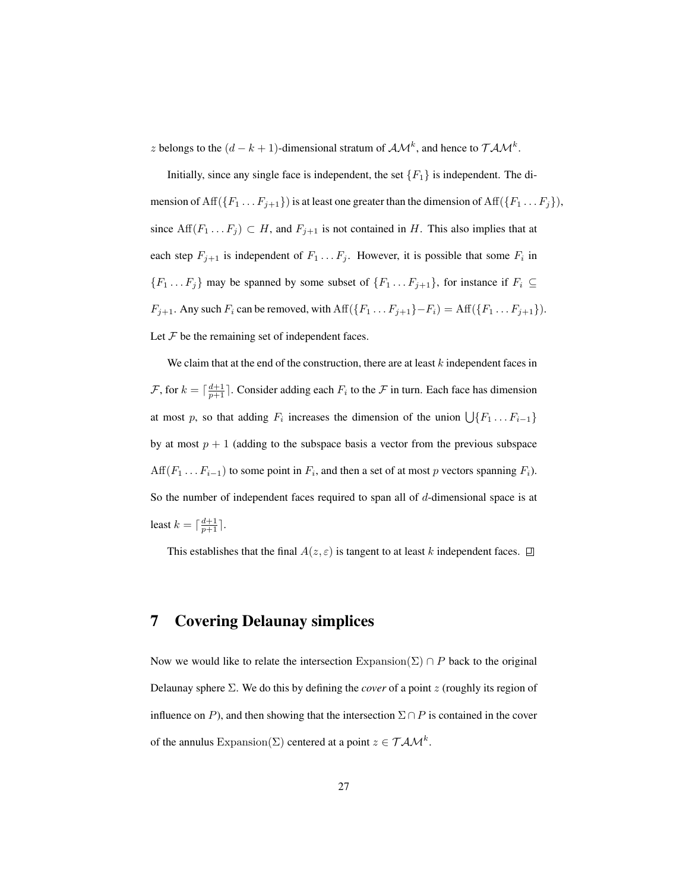$z$ belongs to the $(d-k+1)$-dimensional stratum of $\mathcal{AM}^k$, and hence to $\mathcal{TAM}^k$.

Initially, since any single face is independent, the set $\{F_1\}$ is independent. The dimension of $\mathrm{Aff}(\{F_1 \ldots F_{j+1}\})$ is at least one greater than the dimension of $\mathrm{Aff}(\{F_1 \ldots F_j\})$, since $\mathrm{Aff}(F_1 \ldots F_j) \subset H$, and $F_{j+1}$ is not contained in $H$. This also implies that at each step $F_{j+1}$ is independent of $F_1 \ldots F_j$. However, it is possible that some $F_i$ in $\{F_1 \ldots F_j\}$ may be spanned by some subset of $\{F_1 \ldots F_{j+1}\}$, for instance if $F_i \subseteq F_{j+1}$. Any such $F_i$ can be removed, with $\mathrm{Aff}(\{F_1 \ldots F_{j+1}\} - F_i) = \mathrm{Aff}(\{F_1 \ldots F_{j+1}\})$. Let $\mathcal{F}$ be the remaining set of independent faces.

We claim that at the end of the construction, there are at least $k$ independent faces in $\mathcal{F}$, for $k = \lceil \frac{d+1}{p+1} \rceil$. Consider adding each $F_i$ to the $\mathcal{F}$ in turn. Each face has dimension at most $p$, so that adding $F_i$ increases the dimension of the union $\bigcup\{F_1 \ldots F_{i-1}\}$ by at most $p+1$ (adding to the subspace basis a vector from the previous subspace $\mathrm{Aff}(F_1 \ldots F_{i-1})$ to some point in $F_i$, and then a set of at most $p$ vectors spanning $F_i$). So the number of independent faces required to span all of $d$-dimensional space is at least $k = \lceil \frac{d+1}{p+1} \rceil$.

This establishes that the final $A(z, \varepsilon)$ is tangent to at least $k$ independent faces. □

## 7 Covering Delaunay simplices

Now we would like to relate the intersection $\mathrm{Expansion}(\Sigma) \cap P$ back to the original Delaunay sphere $\Sigma$. We do this by defining the *cover* of a point $z$ (roughly its region of influence on $P$), and then showing that the intersection $\Sigma \cap P$ is contained in the cover of the annulus $\mathrm{Expansion}(\Sigma)$ centered at a point $z \in \mathcal{TAM}^k$.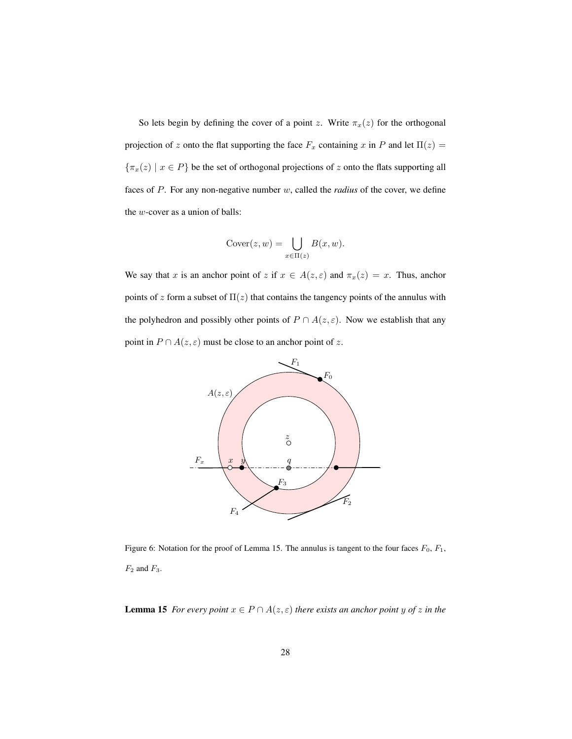So lets begin by defining the cover of a point $z$. Write $\pi_x(z)$ for the orthogonal projection of $z$ onto the flat supporting the face $F_x$ containing $x$ in $P$ and let $\Pi(z) = \{\pi_x(z) \mid x \in P\}$ be the set of orthogonal projections of $z$ onto the flats supporting all faces of $P$. For any non-negative number $w$, called the *radius* of the cover, we define the $w$-cover as a union of balls:

$$\text{Cover}(z, w) = \bigcup_{x \in \Pi(z)} B(x, w).$$

We say that $x$ is an anchor point of $z$ if $x \in A(z, \varepsilon)$ and $\pi_x(z) = x$. Thus, anchor points of $z$ form a subset of $\Pi(z)$ that contains the tangency points of the annulus with the polyhedron and possibly other points of $P \cap A(z, \varepsilon)$. Now we establish that any point in $P \cap A(z, \varepsilon)$ must be close to an anchor point of $z$.

Figure 6: Notation for the proof of Lemma 15. The annulus is tangent to the four faces $F_0$, $F_1$, $F_2$ and $F_3$.

**Lemma 15** *For every point $x \in P \cap A(z, \varepsilon)$ there exists an anchor point $y$ of $z$ in the*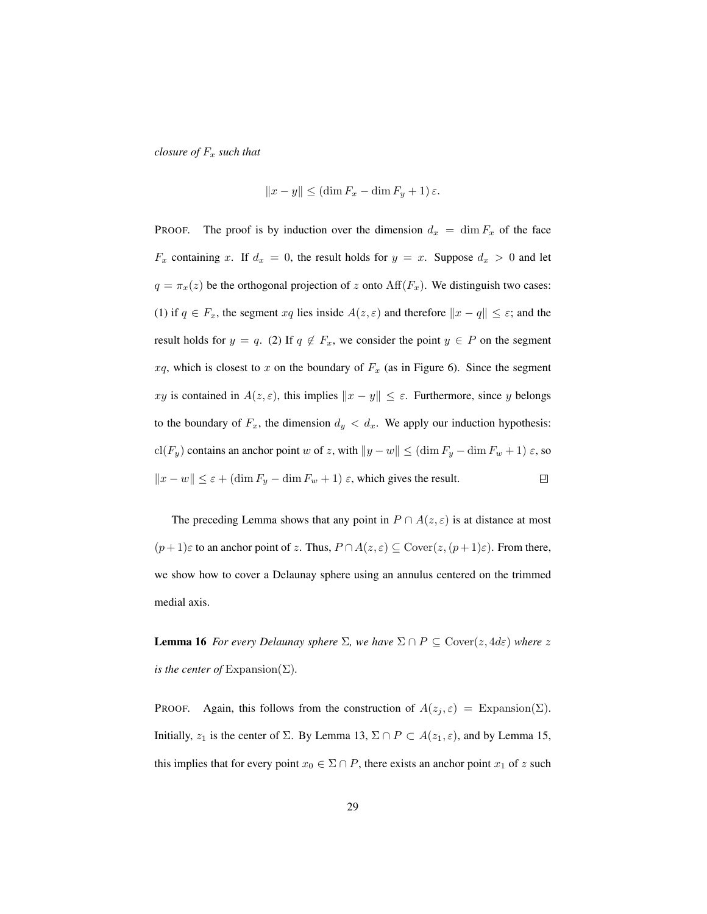*closure of $F_x$ such that*

$$\|x - y\| \leq (\dim F_x - \dim F_y + 1)\,\varepsilon.$$

PROOF. The proof is by induction over the dimension $d_x = \dim F_x$ of the face $F_x$ containing $x$. If $d_x = 0$, the result holds for $y = x$. Suppose $d_x > 0$ and let $q = \pi_x(z)$ be the orthogonal projection of $z$ onto $\mathrm{Aff}(F_x)$. We distinguish two cases: (1) if $q \in F_x$, the segment $xq$ lies inside $A(z, \varepsilon)$ and therefore $\|x - q\| \leq \varepsilon$; and the result holds for $y = q$. (2) If $q \notin F_x$, we consider the point $y \in P$ on the segment $xq$, which is closest to $x$ on the boundary of $F_x$ (as in Figure 6). Since the segment $xy$ is contained in $A(z, \varepsilon)$, this implies $\|x - y\| \leq \varepsilon$. Furthermore, since $y$ belongs to the boundary of $F_x$, the dimension $d_y < d_x$. We apply our induction hypothesis: $\mathrm{cl}(F_y)$ contains an anchor point $w$ of $z$, with $\|y - w\| \leq (\dim F_y - \dim F_w + 1)\,\varepsilon$, so $\|x - w\| \leq \varepsilon + (\dim F_y - \dim F_w + 1)\,\varepsilon$, which gives the result. ◻

The preceding Lemma shows that any point in $P \cap A(z, \varepsilon)$ is at distance at most $(p+1)\varepsilon$ to an anchor point of $z$. Thus, $P \cap A(z, \varepsilon) \subseteq \mathrm{Cover}(z, (p+1)\varepsilon)$. From there, we show how to cover a Delaunay sphere using an annulus centered on the trimmed medial axis.

**Lemma 16** *For every Delaunay sphere $\Sigma$, we have $\Sigma \cap P \subseteq \mathrm{Cover}(z, 4d\varepsilon)$ where $z$ is the center of* $\mathrm{Expansion}(\Sigma)$.

PROOF. Again, this follows from the construction of $A(z_j, \varepsilon) = \mathrm{Expansion}(\Sigma)$. Initially, $z_1$ is the center of $\Sigma$. By Lemma 13, $\Sigma \cap P \subset A(z_1, \varepsilon)$, and by Lemma 15, this implies that for every point $x_0 \in \Sigma \cap P$, there exists an anchor point $x_1$ of $z$ such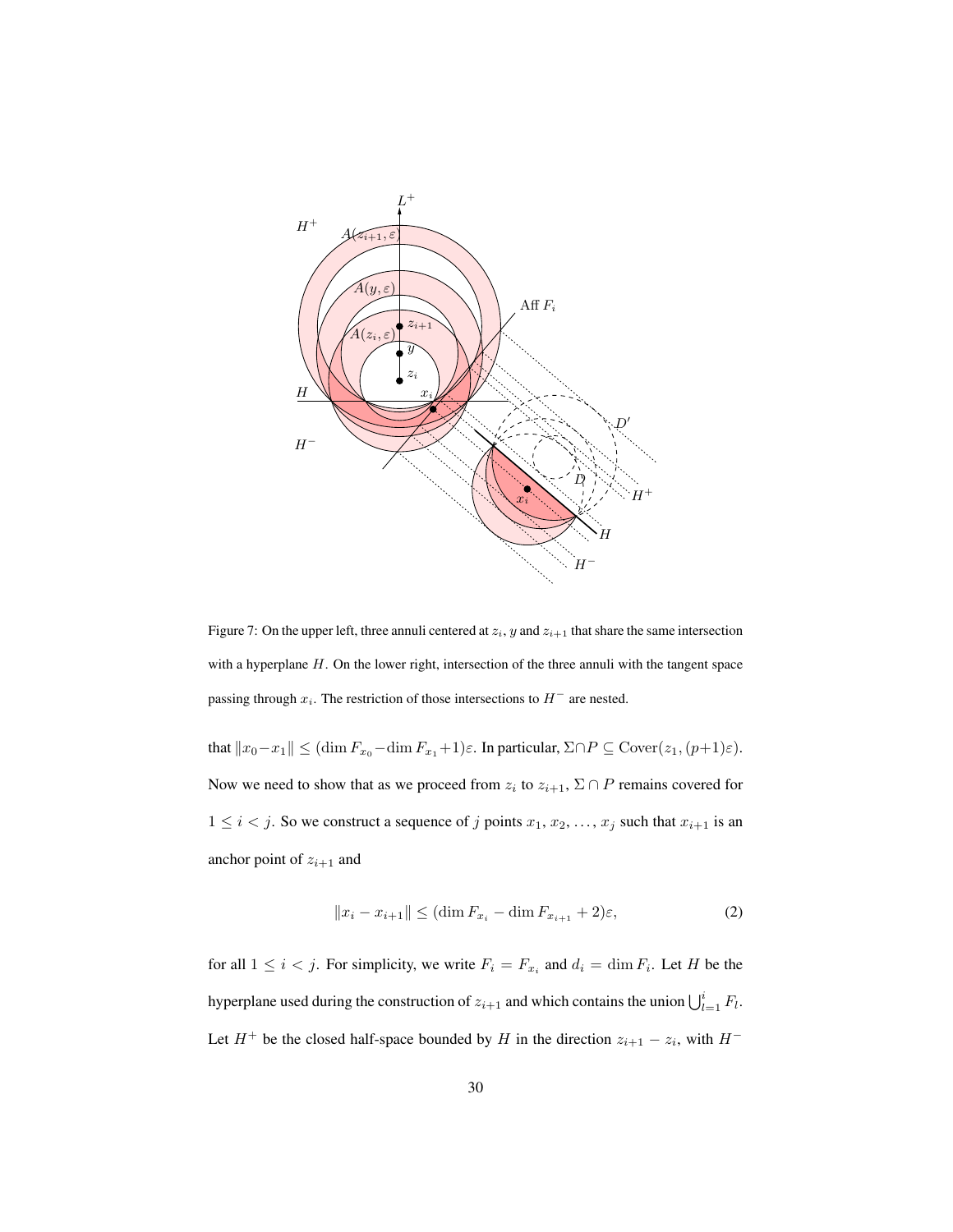Figure 7: On the upper left, three annuli centered at $z_i$, $y$ and $z_{i+1}$ that share the same intersection with a hyperplane $H$. On the lower right, intersection of the three annuli with the tangent space passing through $x_i$. The restriction of those intersections to $H^-$ are nested.

that $\|x_0 - x_1\| \leq (\dim F_{x_0} - \dim F_{x_1} + 1)\varepsilon$. In particular, $\Sigma \cap P \subseteq \text{Cover}(z_1, (p+1)\varepsilon)$. Now we need to show that as we proceed from $z_i$ to $z_{i+1}$, $\Sigma \cap P$ remains covered for $1 \leq i < j$. So we construct a sequence of $j$ points $x_1, x_2, \ldots, x_j$ such that $x_{i+1}$ is an anchor point of $z_{i+1}$ and

$$\|x_i - x_{i+1}\| \leq (\dim F_{x_i} - \dim F_{x_{i+1}} + 2)\varepsilon, \tag{2}$$

for all $1 \leq i < j$. For simplicity, we write $F_i = F_{x_i}$ and $d_i = \dim F_i$. Let $H$ be the hyperplane used during the construction of $z_{i+1}$ and which contains the union $\bigcup_{l=1}^{i} F_l$. Let $H^+$ be the closed half-space bounded by $H$ in the direction $z_{i+1} - z_i$, with $H^-$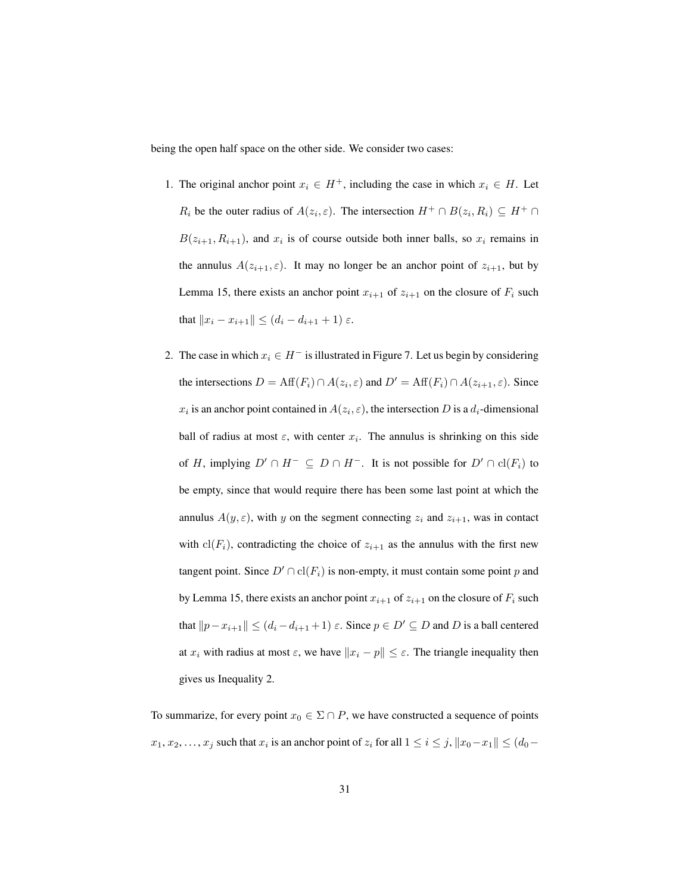being the open half space on the other side. We consider two cases:

1. The original anchor point $x_i \in H^+$, including the case in which $x_i \in H$. Let $R_i$ be the outer radius of $A(z_i, \varepsilon)$. The intersection $H^+ \cap B(z_i, R_i) \subseteq H^+ \cap B(z_{i+1}, R_{i+1})$, and $x_i$ is of course outside both inner balls, so $x_i$ remains in the annulus $A(z_{i+1}, \varepsilon)$. It may no longer be an anchor point of $z_{i+1}$, but by Lemma 15, there exists an anchor point $x_{i+1}$ of $z_{i+1}$ on the closure of $F_i$ such that $\|x_i - x_{i+1}\| \leq (d_i - d_{i+1} + 1)\, \varepsilon$.

2. The case in which $x_i \in H^-$ is illustrated in Figure 7. Let us begin by considering the intersections $D = \mathrm{Aff}(F_i) \cap A(z_i, \varepsilon)$ and $D' = \mathrm{Aff}(F_i) \cap A(z_{i+1}, \varepsilon)$. Since $x_i$ is an anchor point contained in $A(z_i, \varepsilon)$, the intersection $D$ is a $d_i$-dimensional ball of radius at most $\varepsilon$, with center $x_i$. The annulus is shrinking on this side of $H$, implying $D' \cap H^- \subseteq D \cap H^-$. It is not possible for $D' \cap \mathrm{cl}(F_i)$ to be empty, since that would require there has been some last point at which the annulus $A(y, \varepsilon)$, with $y$ on the segment connecting $z_i$ and $z_{i+1}$, was in contact with $\mathrm{cl}(F_i)$, contradicting the choice of $z_{i+1}$ as the annulus with the first new tangent point. Since $D' \cap \mathrm{cl}(F_i)$ is non-empty, it must contain some point $p$ and by Lemma 15, there exists an anchor point $x_{i+1}$ of $z_{i+1}$ on the closure of $F_i$ such that $\|p - x_{i+1}\| \leq (d_i - d_{i+1} + 1)\, \varepsilon$. Since $p \in D' \subseteq D$ and $D$ is a ball centered at $x_i$ with radius at most $\varepsilon$, we have $\|x_i - p\| \leq \varepsilon$. The triangle inequality then gives us Inequality 2.

To summarize, for every point $x_0 \in \Sigma \cap P$, we have constructed a sequence of points $x_1, x_2, \ldots, x_j$ such that $x_i$ is an anchor point of $z_i$ for all $1 \leq i \leq j$, $\|x_0 - x_1\| \leq (d_0 -$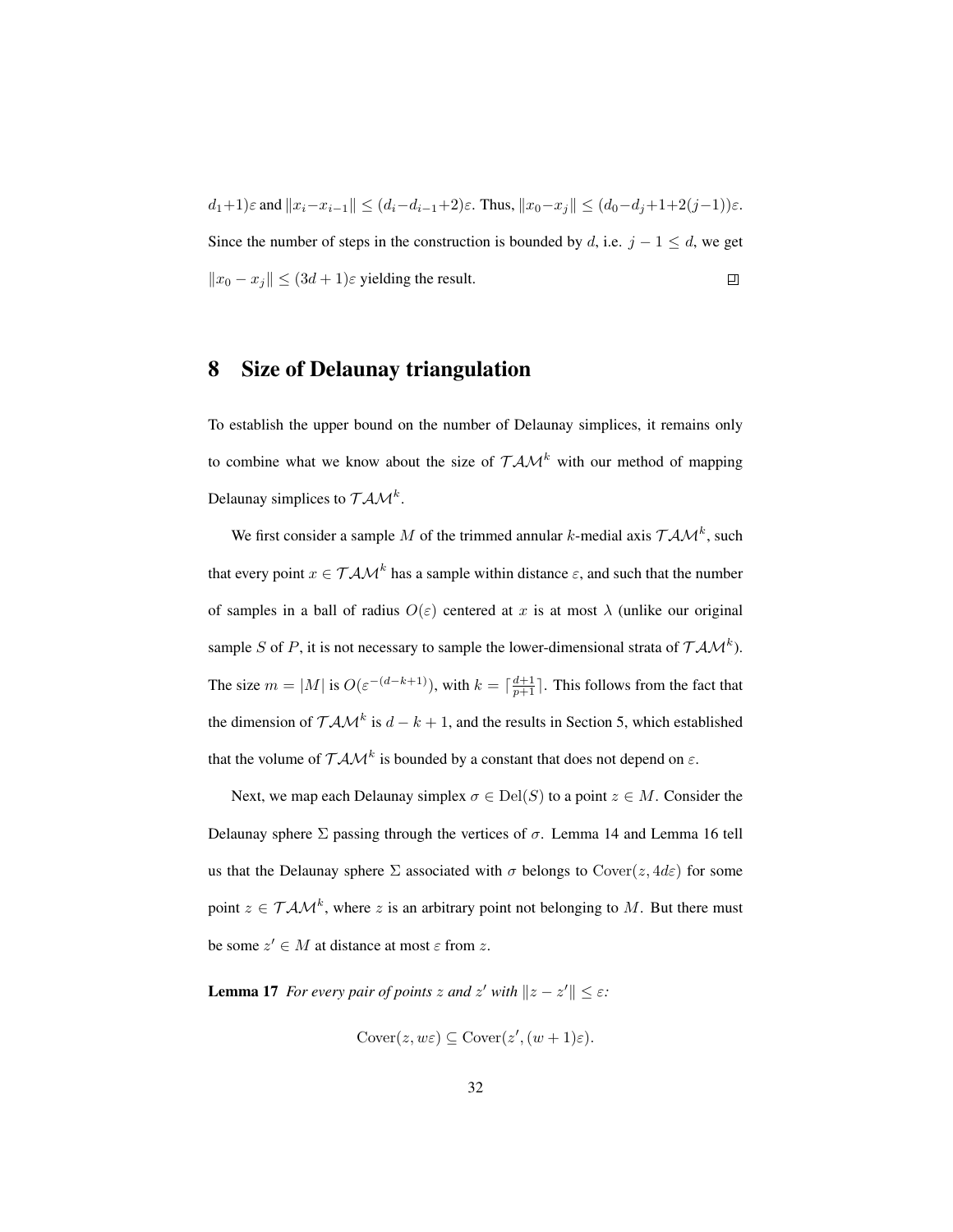$d_1+1)\varepsilon$ and $\|x_i - x_{i-1}\| \leq (d_i - d_{i-1}+2)\varepsilon$. Thus, $\|x_0 - x_j\| \leq (d_0 - d_j + 1 + 2(j-1))\varepsilon$. Since the number of steps in the construction is bounded by $d$, i.e. $j - 1 \leq d$, we get $\|x_0 - x_j\| \leq (3d+1)\varepsilon$ yielding the result. ◻

# 8 Size of Delaunay triangulation

To establish the upper bound on the number of Delaunay simplices, it remains only to combine what we know about the size of $\mathcal{TAM}^k$ with our method of mapping Delaunay simplices to $\mathcal{TAM}^k$.

We first consider a sample $M$ of the trimmed annular $k$-medial axis $\mathcal{TAM}^k$, such that every point $x \in \mathcal{TAM}^k$ has a sample within distance $\varepsilon$, and such that the number of samples in a ball of radius $O(\varepsilon)$ centered at $x$ is at most $\lambda$ (unlike our original sample $S$ of $P$, it is not necessary to sample the lower-dimensional strata of $\mathcal{TAM}^k$). The size $m = |M|$ is $O(\varepsilon^{-(d-k+1)})$, with $k = \lceil \frac{d+1}{p+1} \rceil$. This follows from the fact that the dimension of $\mathcal{TAM}^k$ is $d - k + 1$, and the results in Section 5, which established that the volume of $\mathcal{TAM}^k$ is bounded by a constant that does not depend on $\varepsilon$.

Next, we map each Delaunay simplex $\sigma \in \mathrm{Del}(S)$ to a point $z \in M$. Consider the Delaunay sphere $\Sigma$ passing through the vertices of $\sigma$. Lemma 14 and Lemma 16 tell us that the Delaunay sphere $\Sigma$ associated with $\sigma$ belongs to $\mathrm{Cover}(z, 4d\varepsilon)$ for some point $z \in \mathcal{TAM}^k$, where $z$ is an arbitrary point not belonging to $M$. But there must be some $z' \in M$ at distance at most $\varepsilon$ from $z$.

**Lemma 17** *For every pair of points $z$ and $z'$ with $\|z - z'\| \leq \varepsilon$:*

$$\mathrm{Cover}(z, w\varepsilon) \subseteq \mathrm{Cover}(z', (w+1)\varepsilon).$$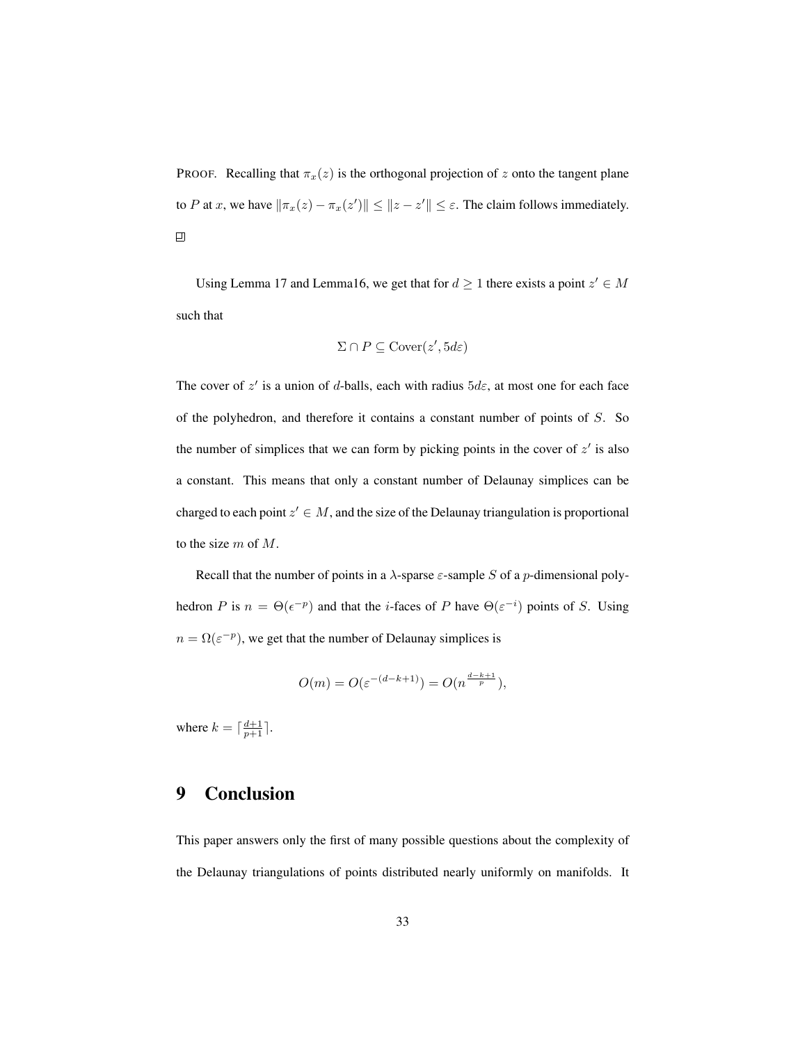PROOF. Recalling that $\pi_x(z)$ is the orthogonal projection of $z$ onto the tangent plane to $P$ at $x$, we have $\|\pi_x(z) - \pi_x(z')\| \leq \|z - z'\| \leq \varepsilon$. The claim follows immediately. $\square$

Using Lemma 17 and Lemma16, we get that for $d \geq 1$ there exists a point $z' \in M$ such that

$$\Sigma \cap P \subseteq \text{Cover}(z', 5d\varepsilon)$$

The cover of $z'$ is a union of $d$-balls, each with radius $5d\varepsilon$, at most one for each face of the polyhedron, and therefore it contains a constant number of points of $S$. So the number of simplices that we can form by picking points in the cover of $z'$ is also a constant. This means that only a constant number of Delaunay simplices can be charged to each point $z' \in M$, and the size of the Delaunay triangulation is proportional to the size $m$ of $M$.

Recall that the number of points in a $\lambda$-sparse $\varepsilon$-sample $S$ of a $p$-dimensional polyhedron $P$ is $n = \Theta(\epsilon^{-p})$ and that the $i$-faces of $P$ have $\Theta(\varepsilon^{-i})$ points of $S$. Using $n = \Omega(\varepsilon^{-p})$, we get that the number of Delaunay simplices is

$$O(m) = O(\varepsilon^{-(d-k+1)}) = O(n^{\frac{d-k+1}{p}}),$$

where $k = \lceil \frac{d+1}{p+1} \rceil$.

# 9 Conclusion

This paper answers only the first of many possible questions about the complexity of the Delaunay triangulations of points distributed nearly uniformly on manifolds. It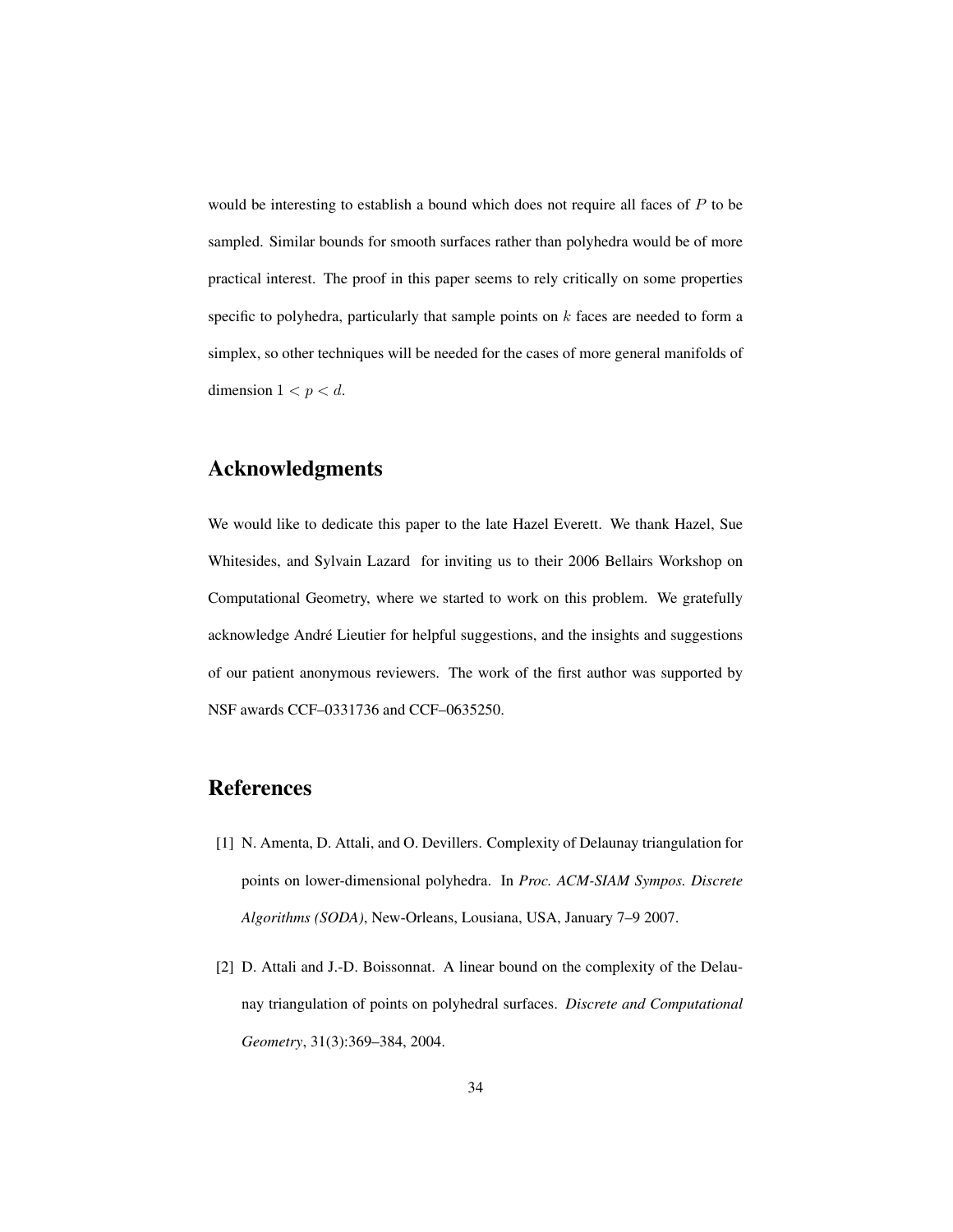would be interesting to establish a bound which does not require all faces of $P$ to be sampled. Similar bounds for smooth surfaces rather than polyhedra would be of more practical interest. The proof in this paper seems to rely critically on some properties specific to polyhedra, particularly that sample points on $k$ faces are needed to form a simplex, so other techniques will be needed for the cases of more general manifolds of dimension $1 < p < d$.

## Acknowledgments

We would like to dedicate this paper to the late Hazel Everett. We thank Hazel, Sue Whitesides, and Sylvain Lazard for inviting us to their 2006 Bellairs Workshop on Computational Geometry, where we started to work on this problem. We gratefully acknowledge André Lieutier for helpful suggestions, and the insights and suggestions of our patient anonymous reviewers. The work of the first author was supported by NSF awards CCF–0331736 and CCF–0635250.

## References

[1] N. Amenta, D. Attali, and O. Devillers. Complexity of Delaunay triangulation for points on lower-dimensional polyhedra. In *Proc. ACM-SIAM Sympos. Discrete Algorithms (SODA)*, New-Orleans, Lousiana, USA, January 7–9 2007.

[2] D. Attali and J.-D. Boissonnat. A linear bound on the complexity of the Delaunay triangulation of points on polyhedral surfaces. *Discrete and Computational Geometry*, 31(3):369–384, 2004.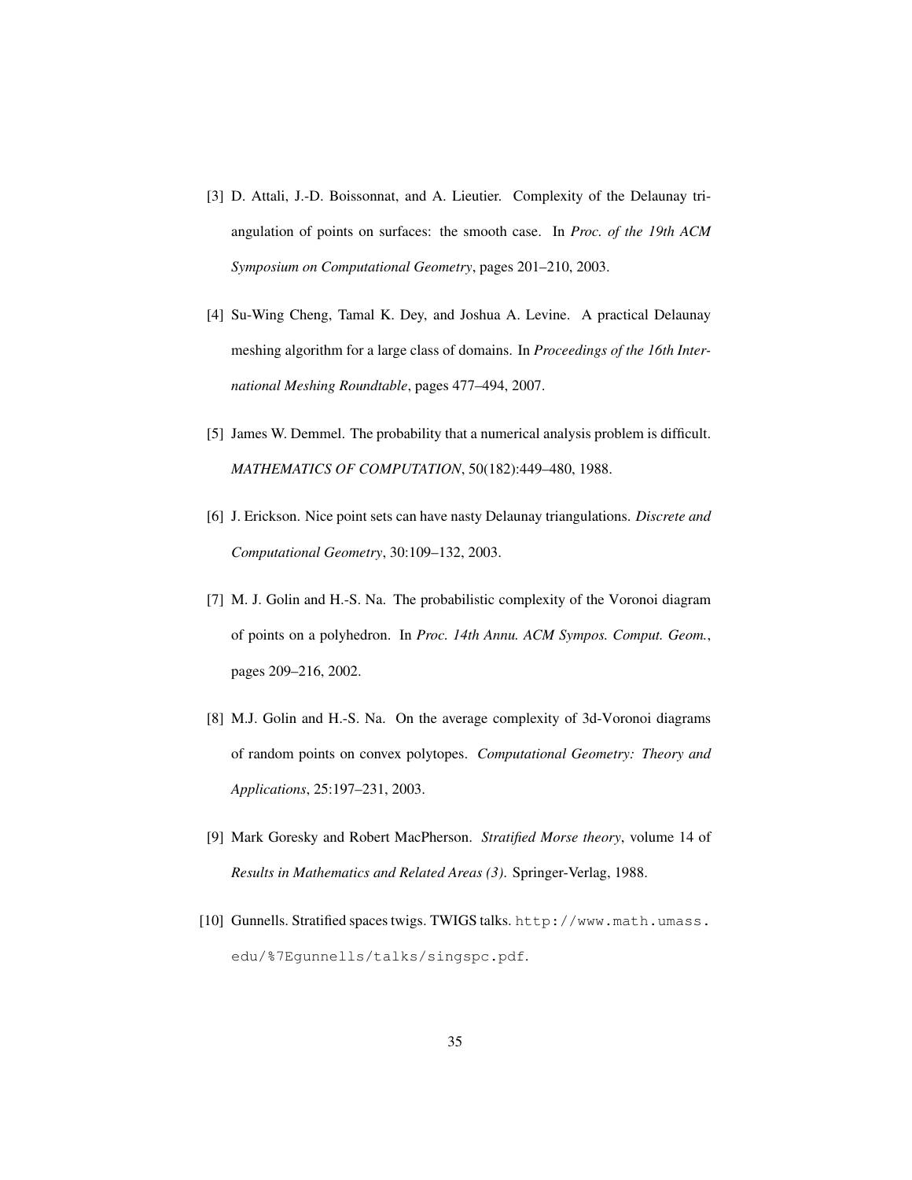[3] D. Attali, J.-D. Boissonnat, and A. Lieutier. Complexity of the Delaunay triangulation of points on surfaces: the smooth case. In *Proc. of the 19th ACM Symposium on Computational Geometry*, pages 201–210, 2003.

[4] Su-Wing Cheng, Tamal K. Dey, and Joshua A. Levine. A practical Delaunay meshing algorithm for a large class of domains. In *Proceedings of the 16th International Meshing Roundtable*, pages 477–494, 2007.

[5] James W. Demmel. The probability that a numerical analysis problem is difficult. *MATHEMATICS OF COMPUTATION*, 50(182):449–480, 1988.

[6] J. Erickson. Nice point sets can have nasty Delaunay triangulations. *Discrete and Computational Geometry*, 30:109–132, 2003.

[7] M. J. Golin and H.-S. Na. The probabilistic complexity of the Voronoi diagram of points on a polyhedron. In *Proc. 14th Annu. ACM Sympos. Comput. Geom.*, pages 209–216, 2002.

[8] M.J. Golin and H.-S. Na. On the average complexity of 3d-Voronoi diagrams of random points on convex polytopes. *Computational Geometry: Theory and Applications*, 25:197–231, 2003.

[9] Mark Goresky and Robert MacPherson. *Stratified Morse theory*, volume 14 of *Results in Mathematics and Related Areas (3)*. Springer-Verlag, 1988.

[10] Gunnells. Stratified spaces twigs. TWIGS talks. `http://www.math.umass.edu/%7Egunnells/talks/singspc.pdf`.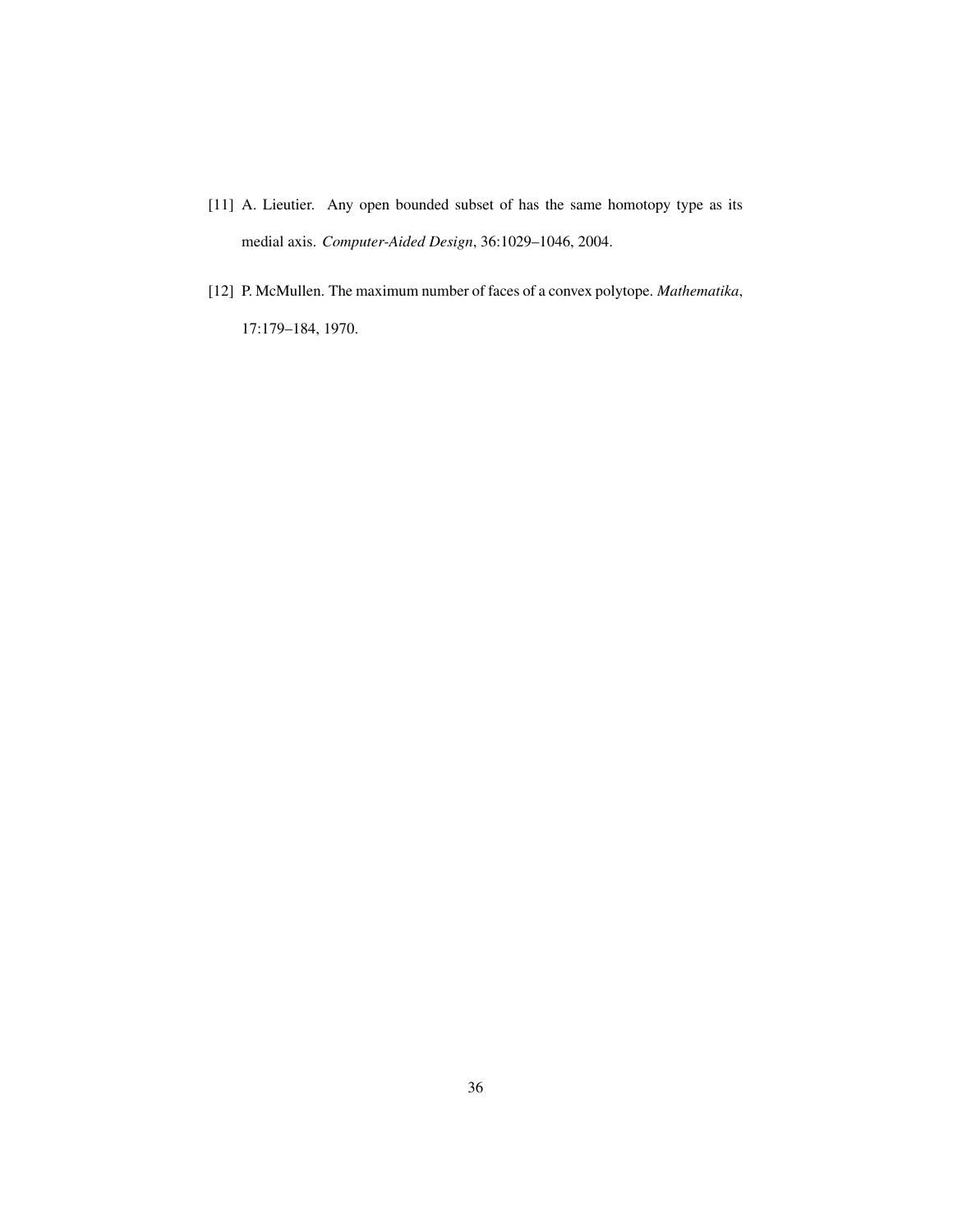[11] A. Lieutier. Any open bounded subset of has the same homotopy type as its medial axis. *Computer-Aided Design*, 36:1029–1046, 2004.

[12] P. McMullen. The maximum number of faces of a convex polytope. *Mathematika*, 17:179–184, 1970.